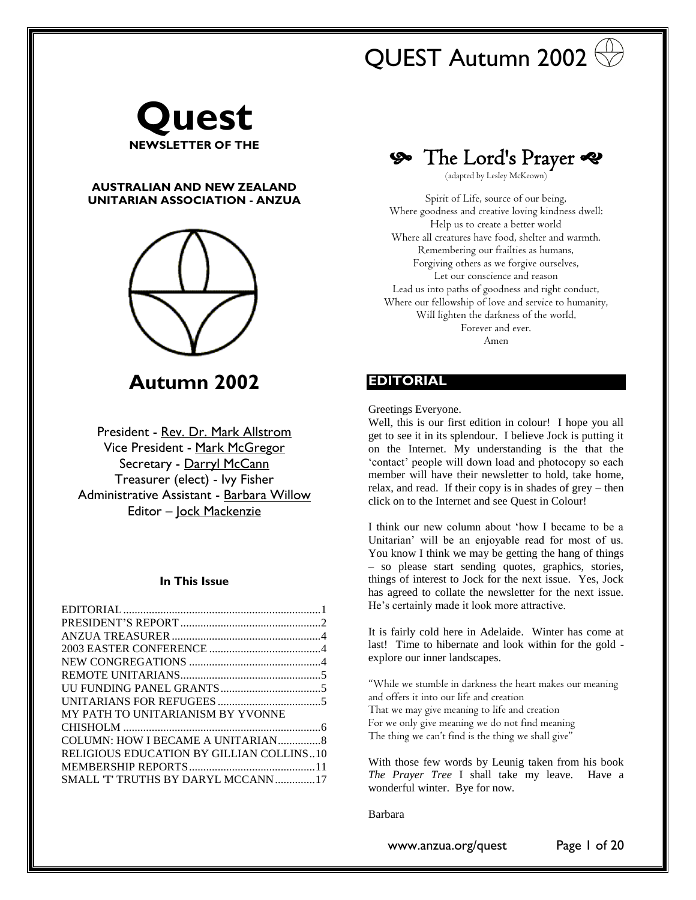# Quest

**NEWSLETTER OF THE**

**AUSTRALIAN AND NEW ZEALAND UNITARIAN ASSOCIATION - ANZUA**

## Autumn 2002

President - Rev. Dr. Mark Allstrom
Vice President - Mark McGregor
Secretary - Darryl McCann
Treasurer (elect) - Ivy Fisher
Administrative Assistant - Barbara Willow
Editor – Jock Mackenzie

### In This Issue

| | |
|---|---|
| EDITORIAL | 1 |
| PRESIDENT'S REPORT | 2 |
| ANZUA TREASURER | 4 |
| 2003 EASTER CONFERENCE | 4 |
| NEW CONGREGATIONS | 4 |
| REMOTE UNITARIANS | 5 |
| UU FUNDING PANEL GRANTS | 5 |
| UNITARIANS FOR REFUGEES | 5 |
| MY PATH TO UNITARIANISM BY YVONNE CHISHOLM | 6 |
| COLUMN: HOW I BECAME A UNITARIAN | 8 |
| RELIGIOUS EDUCATION BY GILLIAN COLLINS | 10 |
| MEMBERSHIP REPORTS | 11 |
| SMALL 'T' TRUTHS BY DARYL MCCANN | 17 |

## The Lord's Prayer

(adapted by Lesley McKeown)

Spirit of Life, source of our being,
Where goodness and creative loving kindness dwell:
Help us to create a better world
Where all creatures have food, shelter and warmth.
Remembering our frailties as humans,
Forgiving others as we forgive ourselves,
Let our conscience and reason
Lead us into paths of goodness and right conduct,
Where our fellowship of love and service to humanity,
Will lighten the darkness of the world,
Forever and ever.
Amen

## EDITORIAL

Greetings Everyone.

Well, this is our first edition in colour! I hope you all get to see it in its splendour. I believe Jock is putting it on the Internet. My understanding is the that the 'contact' people will down load and photocopy so each member will have their newsletter to hold, take home, relax, and read. If their copy is in shades of grey – then click on to the Internet and see Quest in Colour!

I think our new column about 'how I became to be a Unitarian' will be an enjoyable read for most of us. You know I think we may be getting the hang of things – so please start sending quotes, graphics, stories, things of interest to Jock for the next issue. Yes, Jock has agreed to collate the newsletter for the next issue. He's certainly made it look more attractive.

It is fairly cold here in Adelaide. Winter has come at last! Time to hibernate and look within for the gold - explore our inner landscapes.

"While we stumble in darkness the heart makes our meaning
and offers it into our life and creation
That we may give meaning to life and creation
For we only give meaning we do not find meaning
The thing we can't find is the thing we shall give"

With those few words by Leunig taken from his book *The Prayer Tree* I shall take my leave. Have a wonderful winter. Bye for now.

Barbara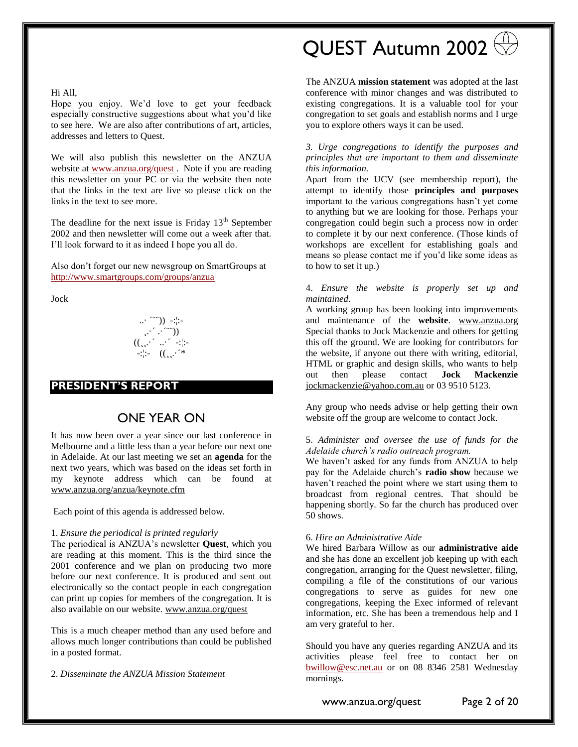Hi All,

Hope you enjoy. We'd love to get your feedback especially constructive suggestions about what you'd like to see here. We are also after contributions of art, articles, addresses and letters to Quest.

We will also publish this newsletter on the ANZUA website at www.anzua.org/quest . Note if you are reading this newsletter on your PC or via the website then note that the links in the text are live so please click on the links in the text to see more.

The deadline for the next issue is Friday 13th September 2002 and then newsletter will come out a week after that. I'll look forward to it as indeed I hope you all do.

Also don't forget our new newsgroup on SmartGroups at http://www.smartgroups.com/groups/anzua

Jock

```
..· ´¨¨)) -:¦:-
 ¸.·´ .·´¨¨))
((¸¸.·´ ..·´ -:¦:-
 -:¦:-  ((¸¸.·´*
```

## PRESIDENT'S REPORT

### ONE YEAR ON

It has now been over a year since our last conference in Melbourne and a little less than a year before our next one in Adelaide. At our last meeting we set an **agenda** for the next two years, which was based on the ideas set forth in my keynote address which can be found at www.anzua.org/anzua/keynote.cfm

Each point of this agenda is addressed below.

1. *Ensure the periodical is printed regularly*
The periodical is ANZUA's newsletter **Quest**, which you are reading at this moment. This is the third since the 2001 conference and we plan on producing two more before our next conference. It is produced and sent out electronically so the contact people in each congregation can print up copies for members of the congregation. It is also available on our website. www.anzua.org/quest

This is a much cheaper method than any used before and allows much longer contributions than could be published in a posted format.

2. *Disseminate the ANZUA Mission Statement*
The ANZUA **mission statement** was adopted at the last conference with minor changes and was distributed to existing congregations. It is a valuable tool for your congregation to set goals and establish norms and I urge you to explore others ways it can be used.

3. *Urge congregations to identify the purposes and principles that are important to them and disseminate this information.*
Apart from the UCV (see membership report), the attempt to identify those **principles and purposes** important to the various congregations hasn't yet come to anything but we are looking for those. Perhaps your congregation could begin such a process now in order to complete it by our next conference. (Those kinds of workshops are excellent for establishing goals and means so please contact me if you'd like some ideas as to how to set it up.)

4. *Ensure the website is properly set up and maintained.*
A working group has been looking into improvements and maintenance of the **website**. www.anzua.org Special thanks to Jock Mackenzie and others for getting this off the ground. We are looking for contributors for the website, if anyone out there with writing, editorial, HTML or graphic and design skills, who wants to help out then please contact **Jock Mackenzie** jockmackenzie@yahoo.com.au or 03 9510 5123.

Any group who needs advise or help getting their own website off the group are welcome to contact Jock.

5. *Administer and oversee the use of funds for the Adelaide church's radio outreach program.*
We haven't asked for any funds from ANZUA to help pay for the Adelaide church's **radio show** because we haven't reached the point where we start using them to broadcast from regional centres. That should be happening shortly. So far the church has produced over 50 shows.

6. *Hire an Administrative Aide*
We hired Barbara Willow as our **administrative aide** and she has done an excellent job keeping up with each congregation, arranging for the Quest newsletter, filing, compiling a file of the constitutions of our various congregations to serve as guides for new one congregations, keeping the Exec informed of relevant information, etc. She has been a tremendous help and I am very grateful to her.

Should you have any queries regarding ANZUA and its activities please feel free to contact her on bwillow@esc.net.au or on 08 8346 2581 Wednesday mornings.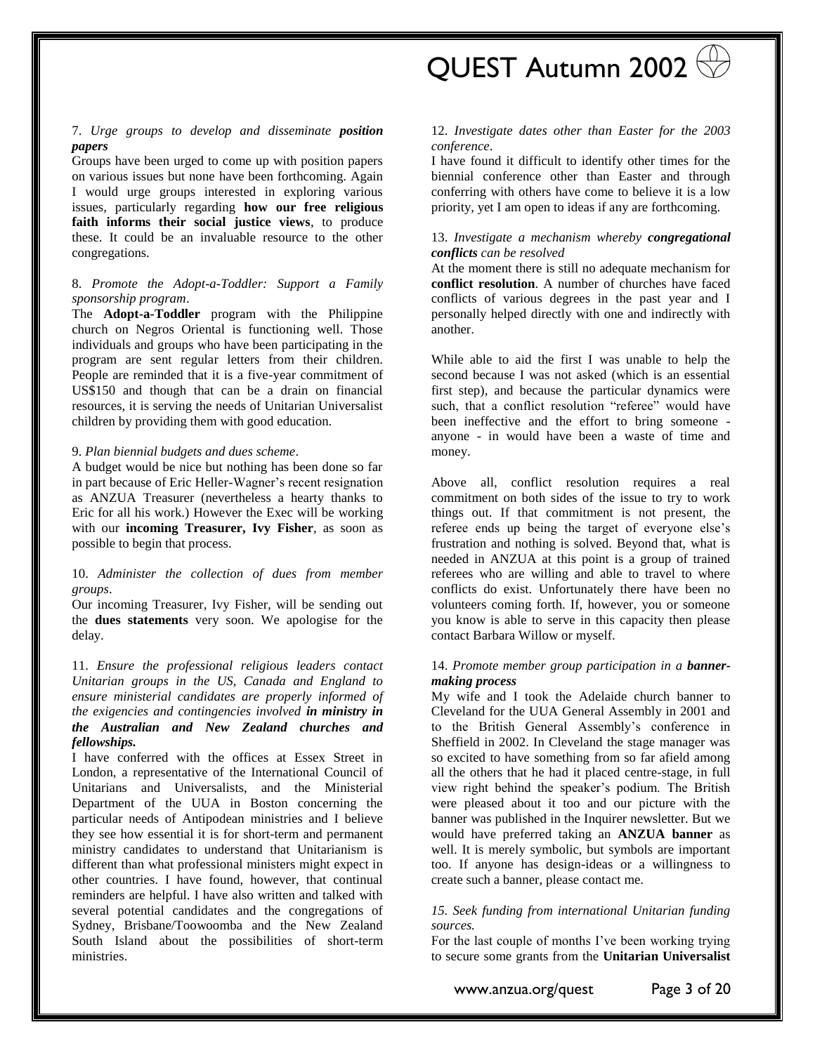7. *Urge groups to develop and disseminate* ***position papers***

Groups have been urged to come up with position papers on various issues but none have been forthcoming. Again I would urge groups interested in exploring various issues, particularly regarding **how our free religious faith informs their social justice views**, to produce these. It could be an invaluable resource to the other congregations.

8. *Promote the Adopt-a-Toddler: Support a Family sponsorship program*.

The **Adopt-a-Toddler** program with the Philippine church on Negros Oriental is functioning well. Those individuals and groups who have been participating in the program are sent regular letters from their children. People are reminded that it is a five-year commitment of US$150 and though that can be a drain on financial resources, it is serving the needs of Unitarian Universalist children by providing them with good education.

9. *Plan biennial budgets and dues scheme*.

A budget would be nice but nothing has been done so far in part because of Eric Heller-Wagner's recent resignation as ANZUA Treasurer (nevertheless a hearty thanks to Eric for all his work.) However the Exec will be working with our **incoming Treasurer, Ivy Fisher**, as soon as possible to begin that process.

10. *Administer the collection of dues from member groups*.

Our incoming Treasurer, Ivy Fisher, will be sending out the **dues statements** very soon. We apologise for the delay.

11. *Ensure the professional religious leaders contact Unitarian groups in the US, Canada and England to ensure ministerial candidates are properly informed of the exigencies and contingencies involved* ***in ministry in the Australian and New Zealand churches and fellowships.***

I have conferred with the offices at Essex Street in London, a representative of the International Council of Unitarians and Universalists, and the Ministerial Department of the UUA in Boston concerning the particular needs of Antipodean ministries and I believe they see how essential it is for short-term and permanent ministry candidates to understand that Unitarianism is different than what professional ministers might expect in other countries. I have found, however, that continual reminders are helpful. I have also written and talked with several potential candidates and the congregations of Sydney, Brisbane/Toowoomba and the New Zealand South Island about the possibilities of short-term ministries.

12. *Investigate dates other than Easter for the 2003 conference*.

I have found it difficult to identify other times for the biennial conference other than Easter and through conferring with others have come to believe it is a low priority, yet I am open to ideas if any are forthcoming.

13. *Investigate a mechanism whereby* ***congregational conflicts*** *can be resolved*

At the moment there is still no adequate mechanism for **conflict resolution**. A number of churches have faced conflicts of various degrees in the past year and I personally helped directly with one and indirectly with another.

While able to aid the first I was unable to help the second because I was not asked (which is an essential first step), and because the particular dynamics were such, that a conflict resolution "referee" would have been ineffective and the effort to bring someone - anyone - in would have been a waste of time and money.

Above all, conflict resolution requires a real commitment on both sides of the issue to try to work things out. If that commitment is not present, the referee ends up being the target of everyone else's frustration and nothing is solved. Beyond that, what is needed in ANZUA at this point is a group of trained referees who are willing and able to travel to where conflicts do exist. Unfortunately there have been no volunteers coming forth. If, however, you or someone you know is able to serve in this capacity then please contact Barbara Willow or myself.

14. *Promote member group participation in a* ***banner-making process***

My wife and I took the Adelaide church banner to Cleveland for the UUA General Assembly in 2001 and to the British General Assembly's conference in Sheffield in 2002. In Cleveland the stage manager was so excited to have something from so far afield among all the others that he had it placed centre-stage, in full view right behind the speaker's podium. The British were pleased about it too and our picture with the banner was published in the Inquirer newsletter. But we would have preferred taking an **ANZUA banner** as well. It is merely symbolic, but symbols are important too. If anyone has design-ideas or a willingness to create such a banner, please contact me.

*15. Seek funding from international Unitarian funding sources.*

For the last couple of months I've been working trying to secure some grants from the **Unitarian Universalist**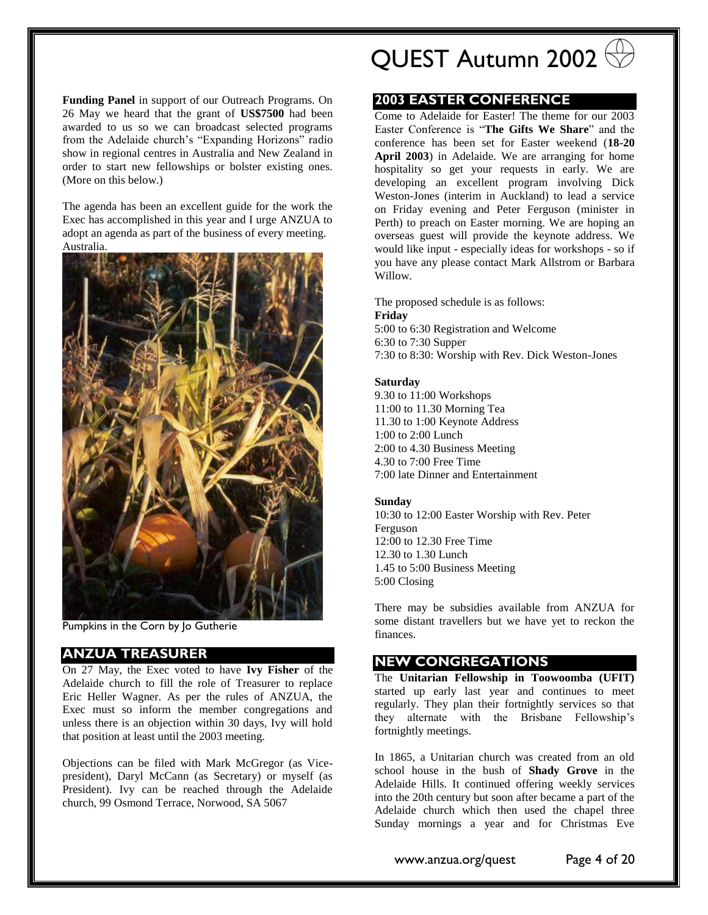**Funding Panel** in support of our Outreach Programs. On 26 May we heard that the grant of **US$7500** had been awarded to us so we can broadcast selected programs from the Adelaide church's "Expanding Horizons" radio show in regional centres in Australia and New Zealand in order to start new fellowships or bolster existing ones. (More on this below.)

The agenda has been an excellent guide for the work the Exec has accomplished in this year and I urge ANZUA to adopt an agenda as part of the business of every meeting. Australia.

Pumpkins in the Corn by Jo Gutherie

## ANZUA TREASURER

On 27 May, the Exec voted to have **Ivy Fisher** of the Adelaide church to fill the role of Treasurer to replace Eric Heller Wagner. As per the rules of ANZUA, the Exec must so inform the member congregations and unless there is an objection within 30 days, Ivy will hold that position at least until the 2003 meeting.

Objections can be filed with Mark McGregor (as Vice-president), Daryl McCann (as Secretary) or myself (as President). Ivy can be reached through the Adelaide church, 99 Osmond Terrace, Norwood, SA 5067

## 2003 EASTER CONFERENCE

Come to Adelaide for Easter! The theme for our 2003 Easter Conference is "**The Gifts We Share**" and the conference has been set for Easter weekend (**18-20 April 2003**) in Adelaide. We are arranging for home hospitality so get your requests in early. We are developing an excellent program involving Dick Weston-Jones (interim in Auckland) to lead a service on Friday evening and Peter Ferguson (minister in Perth) to preach on Easter morning. We are hoping an overseas guest will provide the keynote address. We would like input - especially ideas for workshops - so if you have any please contact Mark Allstrom or Barbara Willow.

The proposed schedule is as follows:

**Friday**
5:00 to 6:30 Registration and Welcome
6:30 to 7:30 Supper
7:30 to 8:30: Worship with Rev. Dick Weston-Jones

**Saturday**
9.30 to 11:00 Workshops
11:00 to 11.30 Morning Tea
11.30 to 1:00 Keynote Address
1:00 to 2:00 Lunch
2:00 to 4.30 Business Meeting
4.30 to 7:00 Free Time
7:00 late Dinner and Entertainment

**Sunday**
10:30 to 12:00 Easter Worship with Rev. Peter Ferguson
12:00 to 12.30 Free Time
12.30 to 1.30 Lunch
1.45 to 5:00 Business Meeting
5:00 Closing

There may be subsidies available from ANZUA for some distant travellers but we have yet to reckon the finances.

## NEW CONGREGATIONS

The **Unitarian Fellowship in Toowoomba (UFIT)** started up early last year and continues to meet regularly. They plan their fortnightly services so that they alternate with the Brisbane Fellowship's fortnightly meetings.

In 1865, a Unitarian church was created from an old school house in the bush of **Shady Grove** in the Adelaide Hills. It continued offering weekly services into the 20th century but soon after became a part of the Adelaide church which then used the chapel three Sunday mornings a year and for Christmas Eve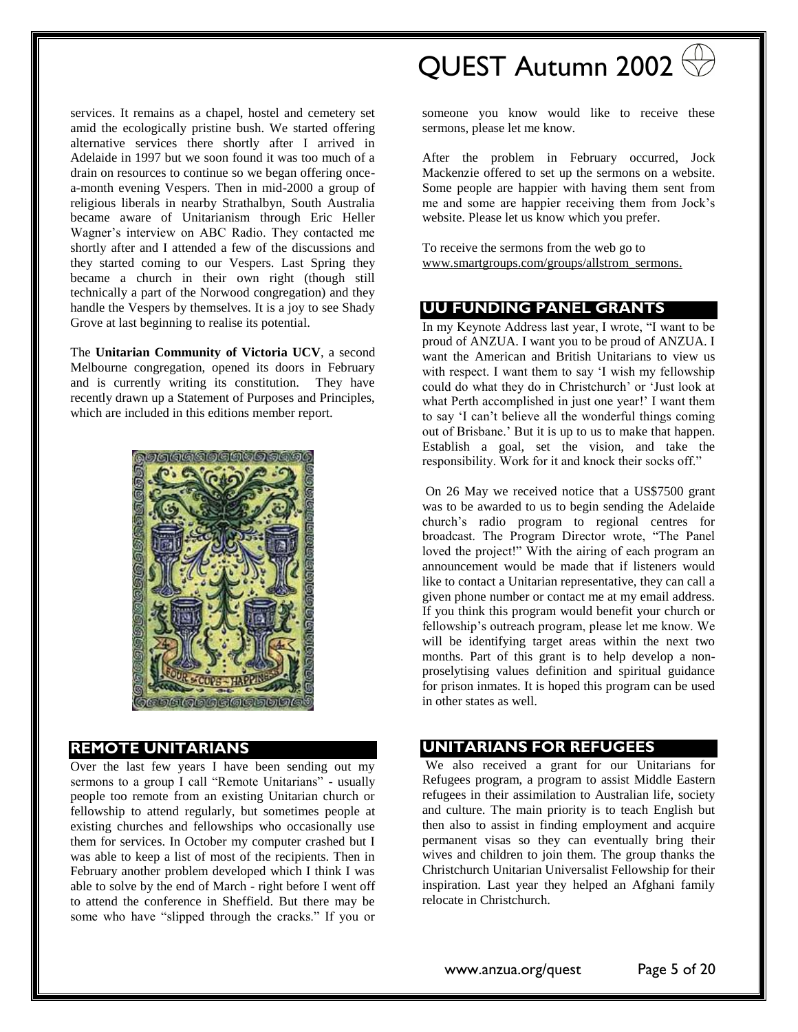services. It remains as a chapel, hostel and cemetery set amid the ecologically pristine bush. We started offering alternative services there shortly after I arrived in Adelaide in 1997 but we soon found it was too much of a drain on resources to continue so we began offering once-a-month evening Vespers. Then in mid-2000 a group of religious liberals in nearby Strathalbyn, South Australia became aware of Unitarianism through Eric Heller Wagner's interview on ABC Radio. They contacted me shortly after and I attended a few of the discussions and they started coming to our Vespers. Last Spring they became a church in their own right (though still technically a part of the Norwood congregation) and they handle the Vespers by themselves. It is a joy to see Shady Grove at last beginning to realise its potential.

The **Unitarian Community of Victoria UCV**, a second Melbourne congregation, opened its doors in February and is currently writing its constitution. They have recently drawn up a Statement of Purposes and Principles, which are included in this editions member report.

## REMOTE UNITARIANS

Over the last few years I have been sending out my sermons to a group I call "Remote Unitarians" - usually people too remote from an existing Unitarian church or fellowship to attend regularly, but sometimes people at existing churches and fellowships who occasionally use them for services. In October my computer crashed but I was able to keep a list of most of the recipients. Then in February another problem developed which I think I was able to solve by the end of March - right before I went off to attend the conference in Sheffield. But there may be some who have "slipped through the cracks." If you or someone you know would like to receive these sermons, please let me know.

After the problem in February occurred, Jock Mackenzie offered to set up the sermons on a website. Some people are happier with having them sent from me and some are happier receiving them from Jock's website. Please let us know which you prefer.

To receive the sermons from the web go to www.smartgroups.com/groups/allstrom_sermons.

## UU FUNDING PANEL GRANTS

In my Keynote Address last year, I wrote, "I want to be proud of ANZUA. I want you to be proud of ANZUA. I want the American and British Unitarians to view us with respect. I want them to say 'I wish my fellowship could do what they do in Christchurch' or 'Just look at what Perth accomplished in just one year!' I want them to say 'I can't believe all the wonderful things coming out of Brisbane.' But it is up to us to make that happen. Establish a goal, set the vision, and take the responsibility. Work for it and knock their socks off."

On 26 May we received notice that a US$7500 grant was to be awarded to us to begin sending the Adelaide church's radio program to regional centres for broadcast. The Program Director wrote, "The Panel loved the project!" With the airing of each program an announcement would be made that if listeners would like to contact a Unitarian representative, they can call a given phone number or contact me at my email address. If you think this program would benefit your church or fellowship's outreach program, please let me know. We will be identifying target areas within the next two months. Part of this grant is to help develop a non-proselytising values definition and spiritual guidance for prison inmates. It is hoped this program can be used in other states as well.

## UNITARIANS FOR REFUGEES

We also received a grant for our Unitarians for Refugees program, a program to assist Middle Eastern refugees in their assimilation to Australian life, society and culture. The main priority is to teach English but then also to assist in finding employment and acquire permanent visas so they can eventually bring their wives and children to join them. The group thanks the Christchurch Unitarian Universalist Fellowship for their inspiration. Last year they helped an Afghani family relocate in Christchurch.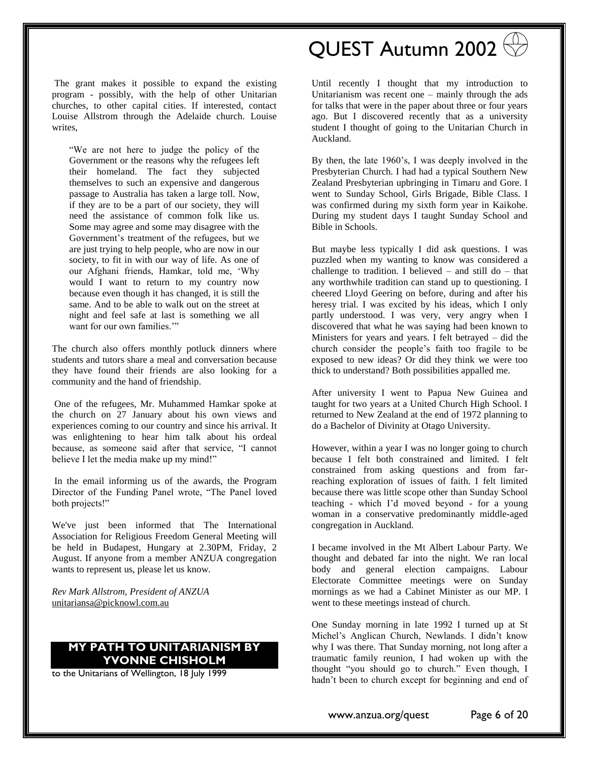The grant makes it possible to expand the existing program - possibly, with the help of other Unitarian churches, to other capital cities. If interested, contact Louise Allstrom through the Adelaide church. Louise writes,

> "We are not here to judge the policy of the Government or the reasons why the refugees left their homeland. The fact they subjected themselves to such an expensive and dangerous passage to Australia has taken a large toll. Now, if they are to be a part of our society, they will need the assistance of common folk like us. Some may agree and some may disagree with the Government's treatment of the refugees, but we are just trying to help people, who are now in our society, to fit in with our way of life. As one of our Afghani friends, Hamkar, told me, 'Why would I want to return to my country now because even though it has changed, it is still the same. And to be able to walk out on the street at night and feel safe at last is something we all want for our own families.'"

The church also offers monthly potluck dinners where students and tutors share a meal and conversation because they have found their friends are also looking for a community and the hand of friendship.

One of the refugees, Mr. Muhammed Hamkar spoke at the church on 27 January about his own views and experiences coming to our country and since his arrival. It was enlightening to hear him talk about his ordeal because, as someone said after that service, "I cannot believe I let the media make up my mind!"

In the email informing us of the awards, the Program Director of the Funding Panel wrote, "The Panel loved both projects!"

We've just been informed that The International Association for Religious Freedom General Meeting will be held in Budapest, Hungary at 2.30PM, Friday, 2 August. If anyone from a member ANZUA congregation wants to represent us, please let us know.

*Rev Mark Allstrom, President of ANZUA*
unitariansa@picknowl.com.au

## MY PATH TO UNITARIANISM BY YVONNE CHISHOLM

to the Unitarians of Wellington, 18 July 1999

Until recently I thought that my introduction to Unitarianism was recent one – mainly through the ads for talks that were in the paper about three or four years ago. But I discovered recently that as a university student I thought of going to the Unitarian Church in Auckland.

By then, the late 1960's, I was deeply involved in the Presbyterian Church. I had had a typical Southern New Zealand Presbyterian upbringing in Timaru and Gore. I went to Sunday School, Girls Brigade, Bible Class. I was confirmed during my sixth form year in Kaikohe. During my student days I taught Sunday School and Bible in Schools.

But maybe less typically I did ask questions. I was puzzled when my wanting to know was considered a challenge to tradition. I believed – and still do – that any worthwhile tradition can stand up to questioning. I cheered Lloyd Geering on before, during and after his heresy trial. I was excited by his ideas, which I only partly understood. I was very, very angry when I discovered that what he was saying had been known to Ministers for years and years. I felt betrayed – did the church consider the people's faith too fragile to be exposed to new ideas? Or did they think we were too thick to understand? Both possibilities appalled me.

After university I went to Papua New Guinea and taught for two years at a United Church High School. I returned to New Zealand at the end of 1972 planning to do a Bachelor of Divinity at Otago University.

However, within a year I was no longer going to church because I felt both constrained and limited. I felt constrained from asking questions and from far-reaching exploration of issues of faith. I felt limited because there was little scope other than Sunday School teaching - which I'd moved beyond - for a young woman in a conservative predominantly middle-aged congregation in Auckland.

I became involved in the Mt Albert Labour Party. We thought and debated far into the night. We ran local body and general election campaigns. Labour Electorate Committee meetings were on Sunday mornings as we had a Cabinet Minister as our MP. I went to these meetings instead of church.

One Sunday morning in late 1992 I turned up at St Michel's Anglican Church, Newlands. I didn't know why I was there. That Sunday morning, not long after a traumatic family reunion, I had woken up with the thought "you should go to church." Even though, I hadn't been to church except for beginning and end of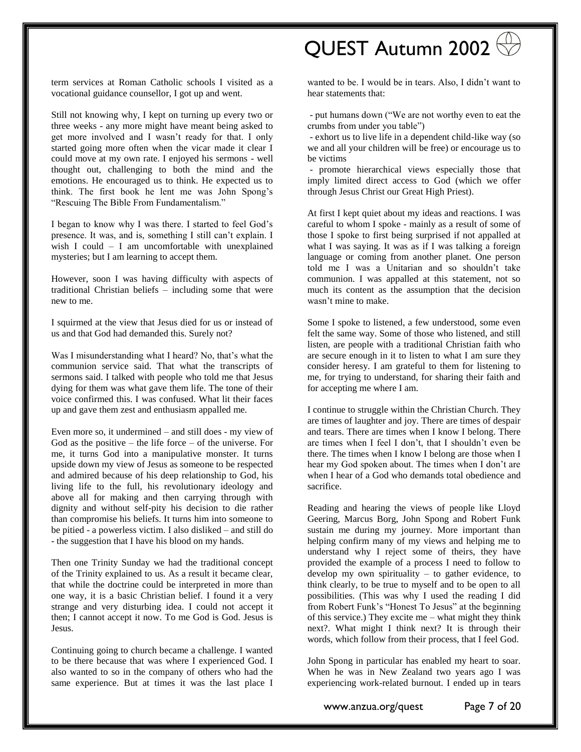term services at Roman Catholic schools I visited as a vocational guidance counsellor, I got up and went.

Still not knowing why, I kept on turning up every two or three weeks - any more might have meant being asked to get more involved and I wasn't ready for that. I only started going more often when the vicar made it clear I could move at my own rate. I enjoyed his sermons - well thought out, challenging to both the mind and the emotions. He encouraged us to think. He expected us to think. The first book he lent me was John Spong's "Rescuing The Bible From Fundamentalism."

I began to know why I was there. I started to feel God's presence. It was, and is, something I still can't explain. I wish I could – I am uncomfortable with unexplained mysteries; but I am learning to accept them.

However, soon I was having difficulty with aspects of traditional Christian beliefs – including some that were new to me.

I squirmed at the view that Jesus died for us or instead of us and that God had demanded this. Surely not?

Was I misunderstanding what I heard? No, that's what the communion service said. That what the transcripts of sermons said. I talked with people who told me that Jesus dying for them was what gave them life. The tone of their voice confirmed this. I was confused. What lit their faces up and gave them zest and enthusiasm appalled me.

Even more so, it undermined – and still does - my view of God as the positive – the life force – of the universe. For me, it turns God into a manipulative monster. It turns upside down my view of Jesus as someone to be respected and admired because of his deep relationship to God, his living life to the full, his revolutionary ideology and above all for making and then carrying through with dignity and without self-pity his decision to die rather than compromise his beliefs. It turns him into someone to be pitied - a powerless victim. I also disliked – and still do - the suggestion that I have his blood on my hands.

Then one Trinity Sunday we had the traditional concept of the Trinity explained to us. As a result it became clear, that while the doctrine could be interpreted in more than one way, it is a basic Christian belief. I found it a very strange and very disturbing idea. I could not accept it then; I cannot accept it now. To me God is God. Jesus is Jesus.

Continuing going to church became a challenge. I wanted to be there because that was where I experienced God. I also wanted to so in the company of others who had the same experience. But at times it was the last place I wanted to be. I would be in tears. Also, I didn't want to hear statements that:

- put humans down ("We are not worthy even to eat the crumbs from under you table")
- exhort us to live life in a dependent child-like way (so we and all your children will be free) or encourage us to be victims
- promote hierarchical views especially those that imply limited direct access to God (which we offer through Jesus Christ our Great High Priest).

At first I kept quiet about my ideas and reactions. I was careful to whom I spoke - mainly as a result of some of those I spoke to first being surprised if not appalled at what I was saying. It was as if I was talking a foreign language or coming from another planet. One person told me I was a Unitarian and so shouldn't take communion. I was appalled at this statement, not so much its content as the assumption that the decision wasn't mine to make.

Some I spoke to listened, a few understood, some even felt the same way. Some of those who listened, and still listen, are people with a traditional Christian faith who are secure enough in it to listen to what I am sure they consider heresy. I am grateful to them for listening to me, for trying to understand, for sharing their faith and for accepting me where I am.

I continue to struggle within the Christian Church. They are times of laughter and joy. There are times of despair and tears. There are times when I know I belong. There are times when I feel I don't, that I shouldn't even be there. The times when I know I belong are those when I hear my God spoken about. The times when I don't are when I hear of a God who demands total obedience and sacrifice.

Reading and hearing the views of people like Lloyd Geering, Marcus Borg, John Spong and Robert Funk sustain me during my journey. More important than helping confirm many of my views and helping me to understand why I reject some of theirs, they have provided the example of a process I need to follow to develop my own spirituality – to gather evidence, to think clearly, to be true to myself and to be open to all possibilities. (This was why I used the reading I did from Robert Funk's "Honest To Jesus" at the beginning of this service.) They excite me – what might they think next?. What might I think next? It is through their words, which follow from their process, that I feel God.

John Spong in particular has enabled my heart to soar. When he was in New Zealand two years ago I was experiencing work-related burnout. I ended up in tears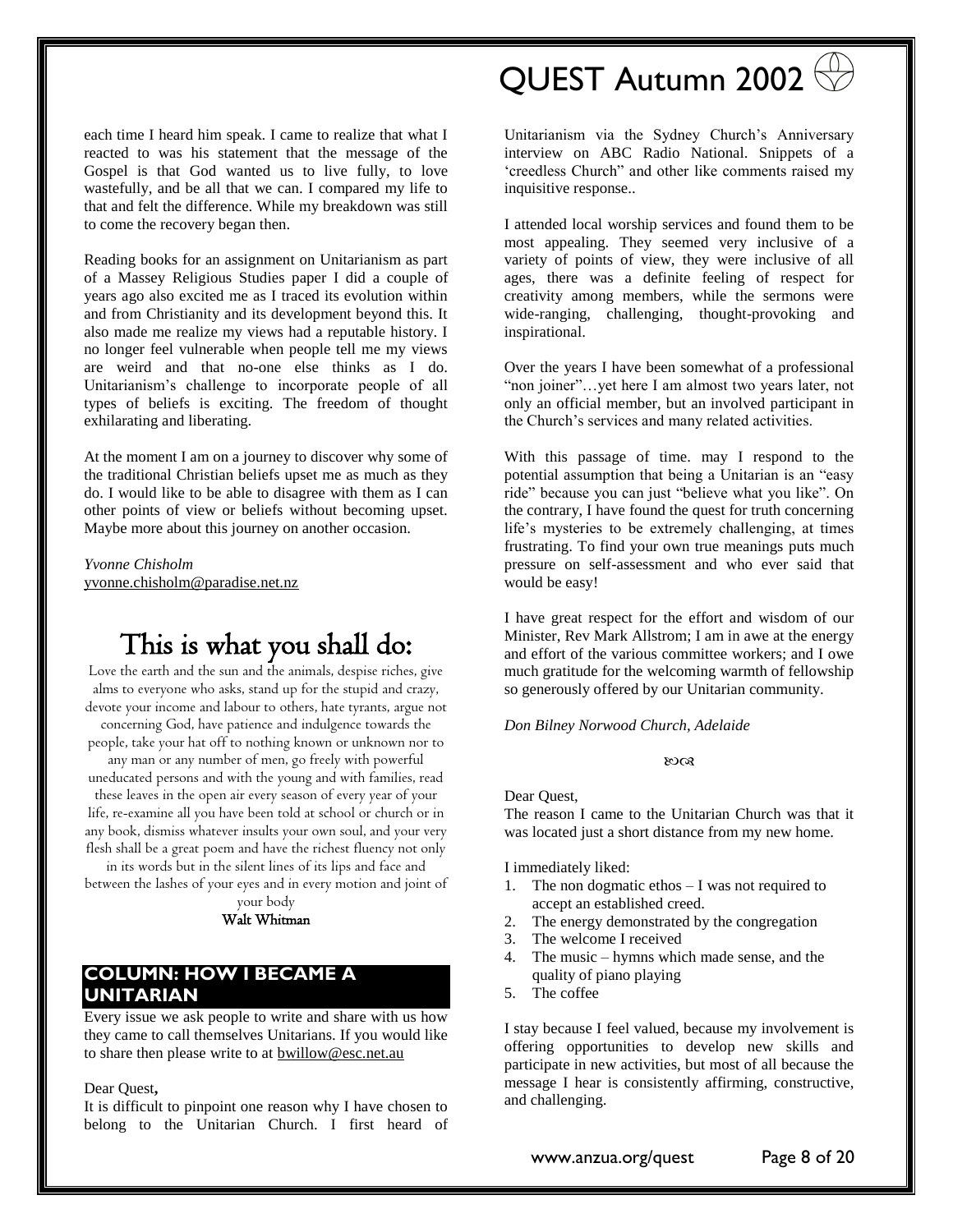each time I heard him speak. I came to realize that what I reacted to was his statement that the message of the Gospel is that God wanted us to live fully, to love wastefully, and be all that we can. I compared my life to that and felt the difference. While my breakdown was still to come the recovery began then.

Reading books for an assignment on Unitarianism as part of a Massey Religious Studies paper I did a couple of years ago also excited me as I traced its evolution within and from Christianity and its development beyond this. It also made me realize my views had a reputable history. I no longer feel vulnerable when people tell me my views are weird and that no-one else thinks as I do. Unitarianism's challenge to incorporate people of all types of beliefs is exciting. The freedom of thought exhilarating and liberating.

At the moment I am on a journey to discover why some of the traditional Christian beliefs upset me as much as they do. I would like to be able to disagree with them as I can other points of view or beliefs without becoming upset. Maybe more about this journey on another occasion.

*Yvonne Chisholm*
yvonne.chisholm@paradise.net.nz

# This is what you shall do:

Love the earth and the sun and the animals, despise riches, give alms to everyone who asks, stand up for the stupid and crazy, devote your income and labour to others, hate tyrants, argue not concerning God, have patience and indulgence towards the people, take your hat off to nothing known or unknown nor to any man or any number of men, go freely with powerful uneducated persons and with the young and with families, read these leaves in the open air every season of every year of your life, re-examine all you have been told at school or church or in any book, dismiss whatever insults your own soul, and your very flesh shall be a great poem and have the richest fluency not only in its words but in the silent lines of its lips and face and between the lashes of your eyes and in every motion and joint of your body

**Walt Whitman**

## COLUMN: HOW I BECAME A UNITARIAN

Every issue we ask people to write and share with us how they came to call themselves Unitarians. If you would like to share then please write to at bwillow@esc.net.au

Dear Quest**,**
It is difficult to pinpoint one reason why I have chosen to belong to the Unitarian Church. I first heard of Unitarianism via the Sydney Church's Anniversary interview on ABC Radio National. Snippets of a 'creedless Church" and other like comments raised my inquisitive response..

I attended local worship services and found them to be most appealing. They seemed very inclusive of a variety of points of view, they were inclusive of all ages, there was a definite feeling of respect for creativity among members, while the sermons were wide-ranging, challenging, thought-provoking and inspirational.

Over the years I have been somewhat of a professional "non joiner"…yet here I am almost two years later, not only an official member, but an involved participant in the Church's services and many related activities.

With this passage of time. may I respond to the potential assumption that being a Unitarian is an "easy ride" because you can just "believe what you like". On the contrary, I have found the quest for truth concerning life's mysteries to be extremely challenging, at times frustrating. To find your own true meanings puts much pressure on self-assessment and who ever said that would be easy!

I have great respect for the effort and wisdom of our Minister, Rev Mark Allstrom; I am in awe at the energy and effort of the various committee workers; and I owe much gratitude for the welcoming warmth of fellowship so generously offered by our Unitarian community.

*Don Bilney Norwood Church, Adelaide*

ꕥ

Dear Quest,
The reason I came to the Unitarian Church was that it was located just a short distance from my new home.

I immediately liked:

1. The non dogmatic ethos – I was not required to accept an established creed.
2. The energy demonstrated by the congregation
3. The welcome I received
4. The music – hymns which made sense, and the quality of piano playing
5. The coffee

I stay because I feel valued, because my involvement is offering opportunities to develop new skills and participate in new activities, but most of all because the message I hear is consistently affirming, constructive, and challenging.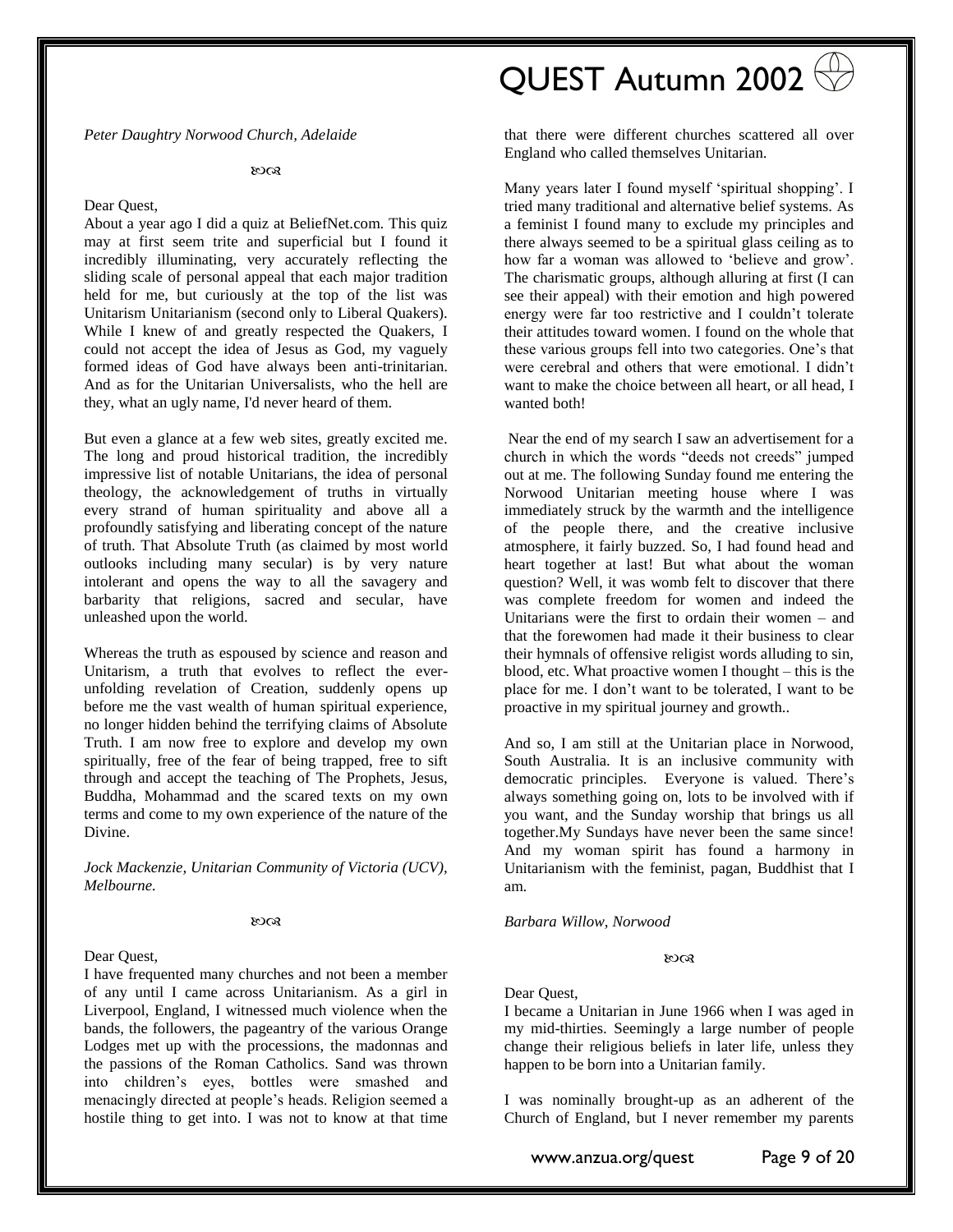*Peter Daughtry Norwood Church, Adelaide*

ꕥ

Dear Quest,

About a year ago I did a quiz at BeliefNet.com. This quiz may at first seem trite and superficial but I found it incredibly illuminating, very accurately reflecting the sliding scale of personal appeal that each major tradition held for me, but curiously at the top of the list was Unitarism Unitarianism (second only to Liberal Quakers). While I knew of and greatly respected the Quakers, I could not accept the idea of Jesus as God, my vaguely formed ideas of God have always been anti-trinitarian. And as for the Unitarian Universalists, who the hell are they, what an ugly name, I'd never heard of them.

But even a glance at a few web sites, greatly excited me. The long and proud historical tradition, the incredibly impressive list of notable Unitarians, the idea of personal theology, the acknowledgement of truths in virtually every strand of human spirituality and above all a profoundly satisfying and liberating concept of the nature of truth. That Absolute Truth (as claimed by most world outlooks including many secular) is by very nature intolerant and opens the way to all the savagery and barbarity that religions, sacred and secular, have unleashed upon the world.

Whereas the truth as espoused by science and reason and Unitarism, a truth that evolves to reflect the ever-unfolding revelation of Creation, suddenly opens up before me the vast wealth of human spiritual experience, no longer hidden behind the terrifying claims of Absolute Truth. I am now free to explore and develop my own spiritually, free of the fear of being trapped, free to sift through and accept the teaching of The Prophets, Jesus, Buddha, Mohammad and the scared texts on my own terms and come to my own experience of the nature of the Divine.

*Jock Mackenzie, Unitarian Community of Victoria (UCV), Melbourne.*

ꕥ

Dear Quest,

I have frequented many churches and not been a member of any until I came across Unitarianism. As a girl in Liverpool, England, I witnessed much violence when the bands, the followers, the pageantry of the various Orange Lodges met up with the processions, the madonnas and the passions of the Roman Catholics. Sand was thrown into children's eyes, bottles were smashed and menacingly directed at people's heads. Religion seemed a hostile thing to get into. I was not to know at that time that there were different churches scattered all over England who called themselves Unitarian.

Many years later I found myself 'spiritual shopping'. I tried many traditional and alternative belief systems. As a feminist I found many to exclude my principles and there always seemed to be a spiritual glass ceiling as to how far a woman was allowed to 'believe and grow'. The charismatic groups, although alluring at first (I can see their appeal) with their emotion and high powered energy were far too restrictive and I couldn't tolerate their attitudes toward women. I found on the whole that these various groups fell into two categories. One's that were cerebral and others that were emotional. I didn't want to make the choice between all heart, or all head, I wanted both!

Near the end of my search I saw an advertisement for a church in which the words "deeds not creeds" jumped out at me. The following Sunday found me entering the Norwood Unitarian meeting house where I was immediately struck by the warmth and the intelligence of the people there, and the creative inclusive atmosphere, it fairly buzzed. So, I had found head and heart together at last! But what about the woman question? Well, it was womb felt to discover that there was complete freedom for women and indeed the Unitarians were the first to ordain their women – and that the forewomen had made it their business to clear their hymnals of offensive religist words alluding to sin, blood, etc. What proactive women I thought – this is the place for me. I don't want to be tolerated, I want to be proactive in my spiritual journey and growth..

And so, I am still at the Unitarian place in Norwood, South Australia. It is an inclusive community with democratic principles. Everyone is valued. There's always something going on, lots to be involved with if you want, and the Sunday worship that brings us all together.My Sundays have never been the same since! And my woman spirit has found a harmony in Unitarianism with the feminist, pagan, Buddhist that I am.

*Barbara Willow, Norwood*

ꕥ

Dear Quest,

I became a Unitarian in June 1966 when I was aged in my mid-thirties. Seemingly a large number of people change their religious beliefs in later life, unless they happen to be born into a Unitarian family.

I was nominally brought-up as an adherent of the Church of England, but I never remember my parents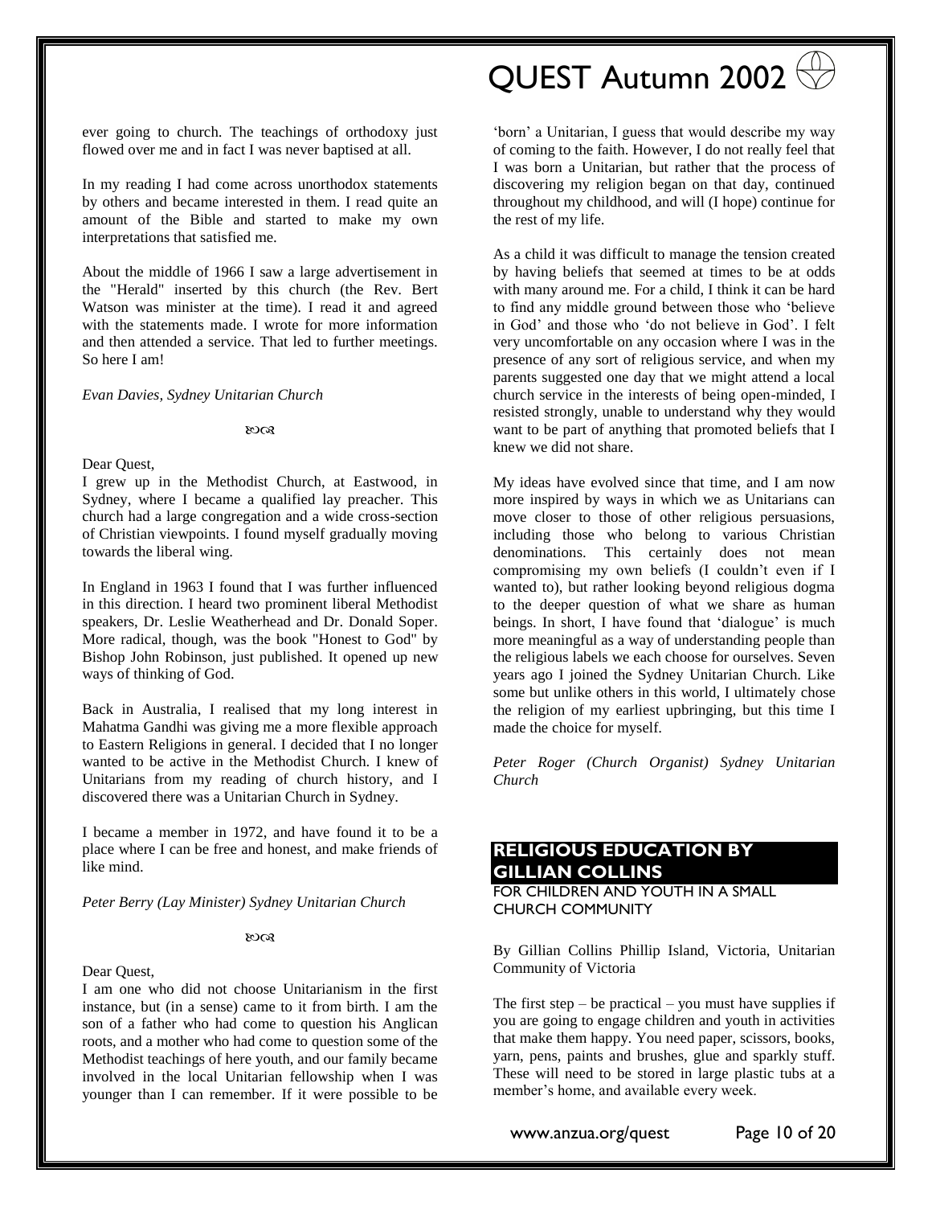ever going to church. The teachings of orthodoxy just flowed over me and in fact I was never baptised at all.

In my reading I had come across unorthodox statements by others and became interested in them. I read quite an amount of the Bible and started to make my own interpretations that satisfied me.

About the middle of 1966 I saw a large advertisement in the "Herald" inserted by this church (the Rev. Bert Watson was minister at the time). I read it and agreed with the statements made. I wrote for more information and then attended a service. That led to further meetings. So here I am!

*Evan Davies, Sydney Unitarian Church*

ꕥ

Dear Quest,

I grew up in the Methodist Church, at Eastwood, in Sydney, where I became a qualified lay preacher. This church had a large congregation and a wide cross-section of Christian viewpoints. I found myself gradually moving towards the liberal wing.

In England in 1963 I found that I was further influenced in this direction. I heard two prominent liberal Methodist speakers, Dr. Leslie Weatherhead and Dr. Donald Soper. More radical, though, was the book "Honest to God" by Bishop John Robinson, just published. It opened up new ways of thinking of God.

Back in Australia, I realised that my long interest in Mahatma Gandhi was giving me a more flexible approach to Eastern Religions in general. I decided that I no longer wanted to be active in the Methodist Church. I knew of Unitarians from my reading of church history, and I discovered there was a Unitarian Church in Sydney.

I became a member in 1972, and have found it to be a place where I can be free and honest, and make friends of like mind.

*Peter Berry (Lay Minister) Sydney Unitarian Church*

ꕥ

Dear Quest,

I am one who did not choose Unitarianism in the first instance, but (in a sense) came to it from birth. I am the son of a father who had come to question his Anglican roots, and a mother who had come to question some of the Methodist teachings of here youth, and our family became involved in the local Unitarian fellowship when I was younger than I can remember. If it were possible to be 'born' a Unitarian, I guess that would describe my way of coming to the faith. However, I do not really feel that I was born a Unitarian, but rather that the process of discovering my religion began on that day, continued throughout my childhood, and will (I hope) continue for the rest of my life.

As a child it was difficult to manage the tension created by having beliefs that seemed at times to be at odds with many around me. For a child, I think it can be hard to find any middle ground between those who 'believe in God' and those who 'do not believe in God'. I felt very uncomfortable on any occasion where I was in the presence of any sort of religious service, and when my parents suggested one day that we might attend a local church service in the interests of being open-minded, I resisted strongly, unable to understand why they would want to be part of anything that promoted beliefs that I knew we did not share.

My ideas have evolved since that time, and I am now more inspired by ways in which we as Unitarians can move closer to those of other religious persuasions, including those who belong to various Christian denominations. This certainly does not mean compromising my own beliefs (I couldn't even if I wanted to), but rather looking beyond religious dogma to the deeper question of what we share as human beings. In short, I have found that 'dialogue' is much more meaningful as a way of understanding people than the religious labels we each choose for ourselves. Seven years ago I joined the Sydney Unitarian Church. Like some but unlike others in this world, I ultimately chose the religion of my earliest upbringing, but this time I made the choice for myself.

*Peter Roger (Church Organist) Sydney Unitarian Church*

## RELIGIOUS EDUCATION BY GILLIAN COLLINS

FOR CHILDREN AND YOUTH IN A SMALL CHURCH COMMUNITY

By Gillian Collins Phillip Island, Victoria, Unitarian Community of Victoria

The first step – be practical – you must have supplies if you are going to engage children and youth in activities that make them happy. You need paper, scissors, books, yarn, pens, paints and brushes, glue and sparkly stuff. These will need to be stored in large plastic tubs at a member's home, and available every week.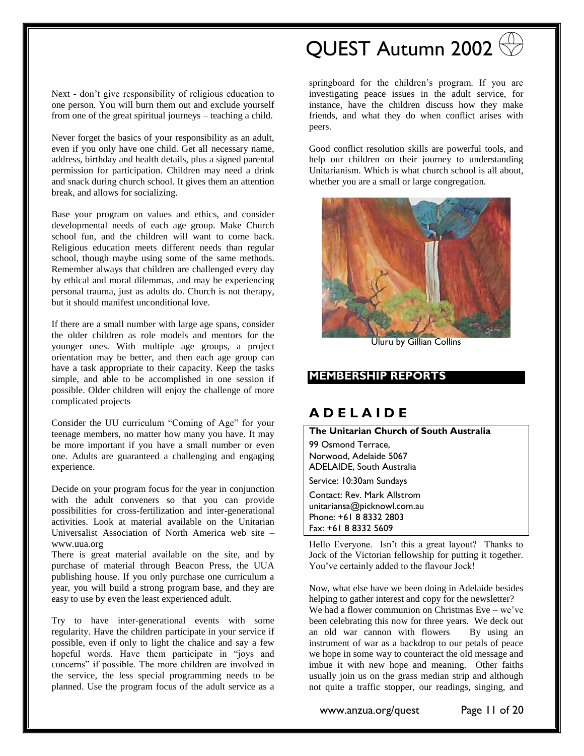Next - don't give responsibility of religious education to one person. You will burn them out and exclude yourself from one of the great spiritual journeys – teaching a child.

Never forget the basics of your responsibility as an adult, even if you only have one child. Get all necessary name, address, birthday and health details, plus a signed parental permission for participation. Children may need a drink and snack during church school. It gives them an attention break, and allows for socializing.

Base your program on values and ethics, and consider developmental needs of each age group. Make Church school fun, and the children will want to come back. Religious education meets different needs than regular school, though maybe using some of the same methods. Remember always that children are challenged every day by ethical and moral dilemmas, and may be experiencing personal trauma, just as adults do. Church is not therapy, but it should manifest unconditional love.

If there are a small number with large age spans, consider the older children as role models and mentors for the younger ones. With multiple age groups, a project orientation may be better, and then each age group can have a task appropriate to their capacity. Keep the tasks simple, and able to be accomplished in one session if possible. Older children will enjoy the challenge of more complicated projects

Consider the UU curriculum "Coming of Age" for your teenage members, no matter how many you have. It may be more important if you have a small number or even one. Adults are guaranteed a challenging and engaging experience.

Decide on your program focus for the year in conjunction with the adult conveners so that you can provide possibilities for cross-fertilization and inter-generational activities. Look at material available on the Unitarian Universalist Association of North America web site – www.uua.org
There is great material available on the site, and by purchase of material through Beacon Press, the UUA publishing house. If you only purchase one curriculum a year, you will build a strong program base, and they are easy to use by even the least experienced adult.

Try to have inter-generational events with some regularity. Have the children participate in your service if possible, even if only to light the chalice and say a few hopeful words. Have them participate in "joys and concerns" if possible. The more children are involved in the service, the less special programming needs to be planned. Use the program focus of the adult service as a springboard for the children's program. If you are investigating peace issues in the adult service, for instance, have the children discuss how they make friends, and what they do when conflict arises with peers.

Good conflict resolution skills are powerful tools, and help our children on their journey to understanding Unitarianism. Which is what church school is all about, whether you are a small or large congregation.

Uluru by Gillian Collins

## MEMBERSHIP REPORTS

## ADELAIDE

**The Unitarian Church of South Australia**
99 Osmond Terrace,
Norwood, Adelaide 5067
ADELAIDE, South Australia
Service: 10:30am Sundays
Contact: Rev. Mark Allstrom
unitariansa@picknowl.com.au
Phone: +61 8 8332 2803
Fax: +61 8 8332 5609

Hello Everyone. Isn't this a great layout? Thanks to Jock of the Victorian fellowship for putting it together. You've certainly added to the flavour Jock!

Now, what else have we been doing in Adelaide besides helping to gather interest and copy for the newsletter? We had a flower communion on Christmas Eve – we've been celebrating this now for three years. We deck out an old war cannon with flowers By using an instrument of war as a backdrop to our petals of peace we hope in some way to counteract the old message and imbue it with new hope and meaning. Other faiths usually join us on the grass median strip and although not quite a traffic stopper, our readings, singing, and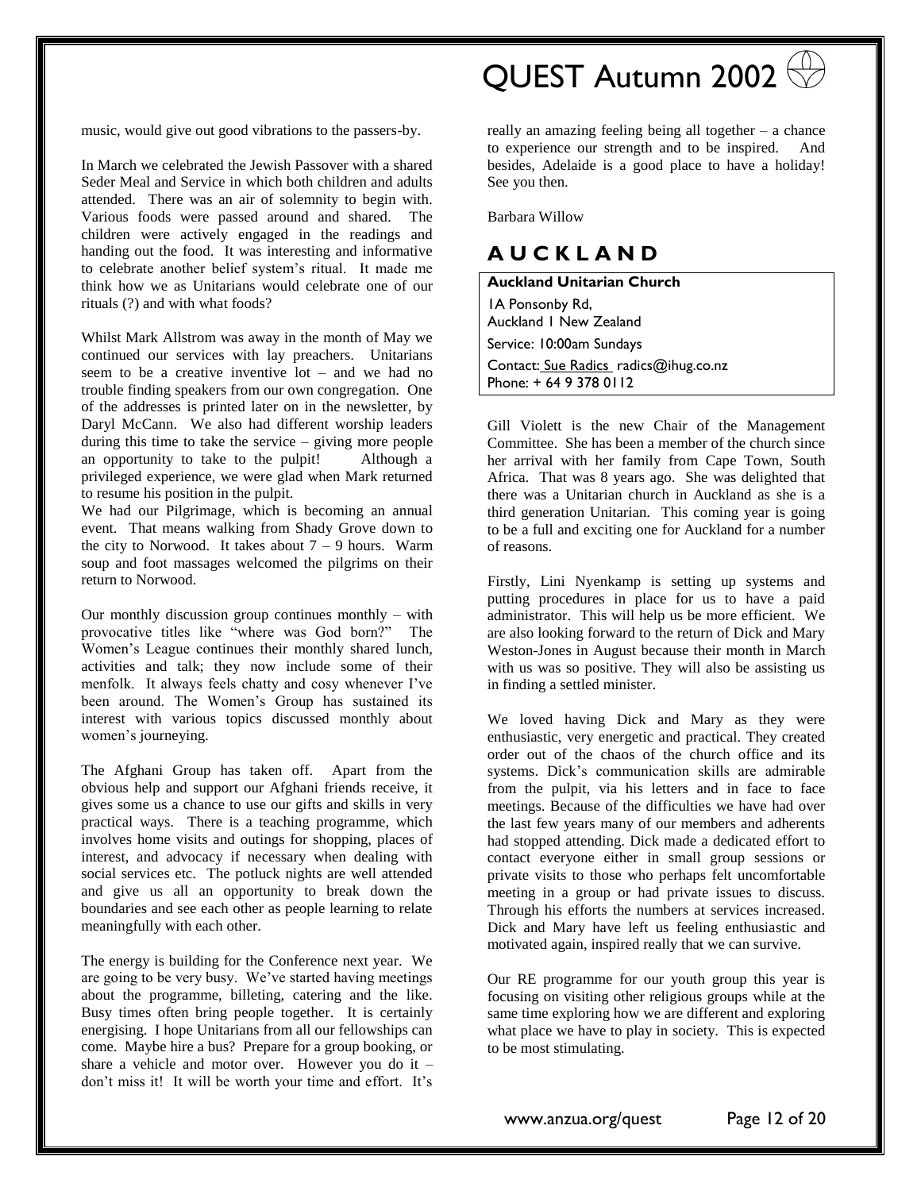music, would give out good vibrations to the passers-by.

In March we celebrated the Jewish Passover with a shared Seder Meal and Service in which both children and adults attended. There was an air of solemnity to begin with. Various foods were passed around and shared. The children were actively engaged in the readings and handing out the food. It was interesting and informative to celebrate another belief system's ritual. It made me think how we as Unitarians would celebrate one of our rituals (?) and with what foods?

Whilst Mark Allstrom was away in the month of May we continued our services with lay preachers. Unitarians seem to be a creative inventive lot – and we had no trouble finding speakers from our own congregation. One of the addresses is printed later on in the newsletter, by Daryl McCann. We also had different worship leaders during this time to take the service – giving more people an opportunity to take to the pulpit! Although a privileged experience, we were glad when Mark returned to resume his position in the pulpit.

We had our Pilgrimage, which is becoming an annual event. That means walking from Shady Grove down to the city to Norwood. It takes about 7 – 9 hours. Warm soup and foot massages welcomed the pilgrims on their return to Norwood.

Our monthly discussion group continues monthly – with provocative titles like "where was God born?" The Women's League continues their monthly shared lunch, activities and talk; they now include some of their menfolk. It always feels chatty and cosy whenever I've been around. The Women's Group has sustained its interest with various topics discussed monthly about women's journeying.

The Afghani Group has taken off. Apart from the obvious help and support our Afghani friends receive, it gives some us a chance to use our gifts and skills in very practical ways. There is a teaching programme, which involves home visits and outings for shopping, places of interest, and advocacy if necessary when dealing with social services etc. The potluck nights are well attended and give us all an opportunity to break down the boundaries and see each other as people learning to relate meaningfully with each other.

The energy is building for the Conference next year. We are going to be very busy. We've started having meetings about the programme, billeting, catering and the like. Busy times often bring people together. It is certainly energising. I hope Unitarians from all our fellowships can come. Maybe hire a bus? Prepare for a group booking, or share a vehicle and motor over. However you do it – don't miss it! It will be worth your time and effort. It's really an amazing feeling being all together – a chance to experience our strength and to be inspired. And besides, Adelaide is a good place to have a holiday! See you then.

Barbara Willow

## A U C K L A N D

**Auckland Unitarian Church**
1A Ponsonby Rd,
Auckland 1 New Zealand
Service: 10:00am Sundays
Contact: Sue Radics radics@ihug.co.nz
Phone: + 64 9 378 0112

Gill Violett is the new Chair of the Management Committee. She has been a member of the church since her arrival with her family from Cape Town, South Africa. That was 8 years ago. She was delighted that there was a Unitarian church in Auckland as she is a third generation Unitarian. This coming year is going to be a full and exciting one for Auckland for a number of reasons.

Firstly, Lini Nyenkamp is setting up systems and putting procedures in place for us to have a paid administrator. This will help us be more efficient. We are also looking forward to the return of Dick and Mary Weston-Jones in August because their month in March with us was so positive. They will also be assisting us in finding a settled minister.

We loved having Dick and Mary as they were enthusiastic, very energetic and practical. They created order out of the chaos of the church office and its systems. Dick's communication skills are admirable from the pulpit, via his letters and in face to face meetings. Because of the difficulties we have had over the last few years many of our members and adherents had stopped attending. Dick made a dedicated effort to contact everyone either in small group sessions or private visits to those who perhaps felt uncomfortable meeting in a group or had private issues to discuss. Through his efforts the numbers at services increased. Dick and Mary have left us feeling enthusiastic and motivated again, inspired really that we can survive.

Our RE programme for our youth group this year is focusing on visiting other religious groups while at the same time exploring how we are different and exploring what place we have to play in society. This is expected to be most stimulating.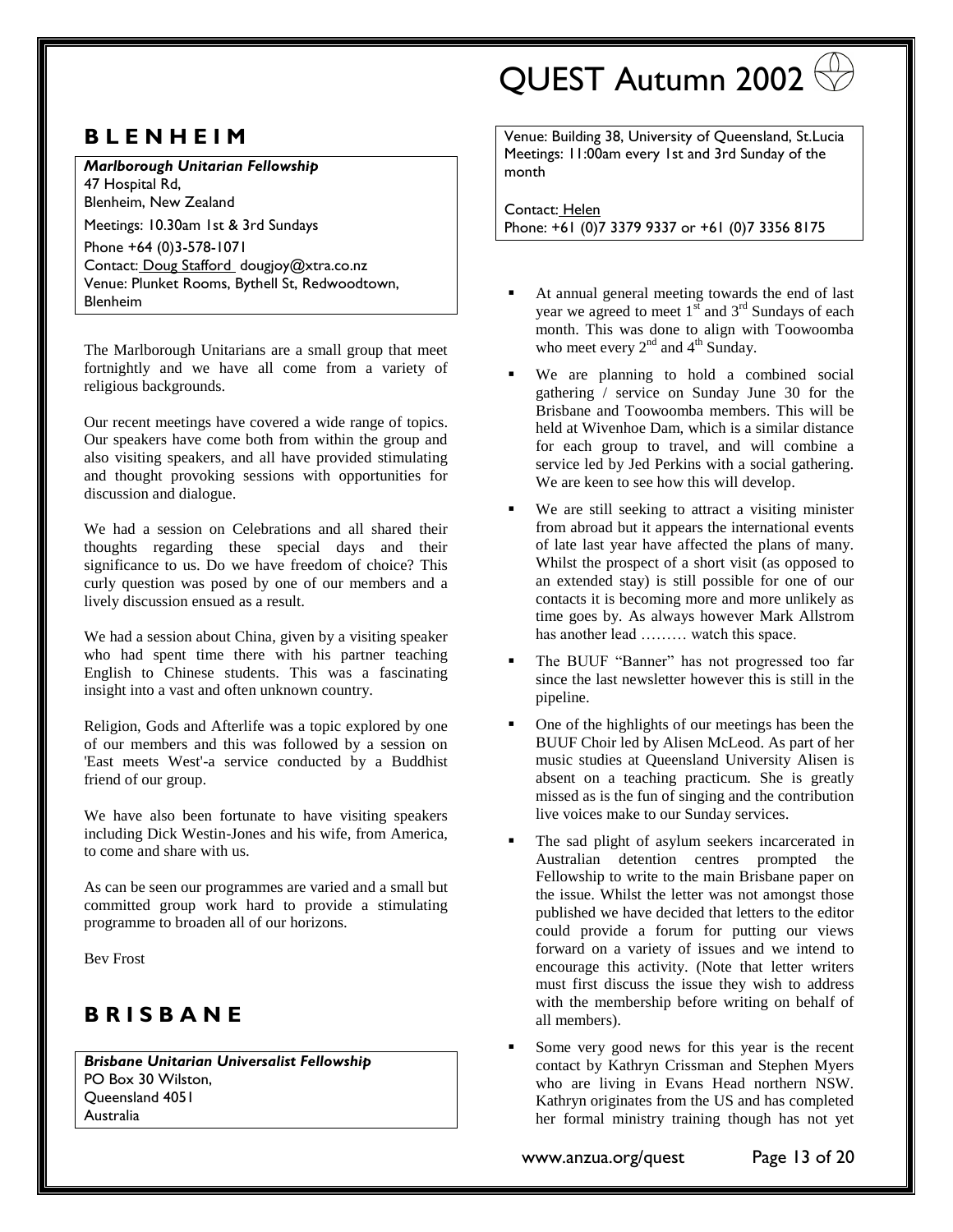## BLENHEIM

***Marlborough Unitarian Fellowship***
47 Hospital Rd,
Blenheim, New Zealand
Meetings: 10.30am 1st & 3rd Sundays
Phone +64 (0)3-578-1071
Contact: Doug Stafford dougjoy@xtra.co.nz
Venue: Plunket Rooms, Bythell St, Redwoodtown, Blenheim

The Marlborough Unitarians are a small group that meet fortnightly and we have all come from a variety of religious backgrounds.

Our recent meetings have covered a wide range of topics. Our speakers have come both from within the group and also visiting speakers, and all have provided stimulating and thought provoking sessions with opportunities for discussion and dialogue.

We had a session on Celebrations and all shared their thoughts regarding these special days and their significance to us. Do we have freedom of choice? This curly question was posed by one of our members and a lively discussion ensued as a result.

We had a session about China, given by a visiting speaker who had spent time there with his partner teaching English to Chinese students. This was a fascinating insight into a vast and often unknown country.

Religion, Gods and Afterlife was a topic explored by one of our members and this was followed by a session on 'East meets West'-a service conducted by a Buddhist friend of our group.

We have also been fortunate to have visiting speakers including Dick Westin-Jones and his wife, from America, to come and share with us.

As can be seen our programmes are varied and a small but committed group work hard to provide a stimulating programme to broaden all of our horizons.

Bev Frost

## BRISBANE

***Brisbane Unitarian Universalist Fellowship***
PO Box 30 Wilston,
Queensland 4051
Australia
Venue: Building 38, University of Queensland, St.Lucia
Meetings: 11:00am every 1st and 3rd Sunday of the month

Contact: Helen
Phone: +61 (0)7 3379 9337 or +61 (0)7 3356 8175

- At annual general meeting towards the end of last year we agreed to meet 1st and 3rd Sundays of each month. This was done to align with Toowoomba who meet every 2nd and 4th Sunday.
- We are planning to hold a combined social gathering / service on Sunday June 30 for the Brisbane and Toowoomba members. This will be held at Wivenhoe Dam, which is a similar distance for each group to travel, and will combine a service led by Jed Perkins with a social gathering. We are keen to see how this will develop.
- We are still seeking to attract a visiting minister from abroad but it appears the international events of late last year have affected the plans of many. Whilst the prospect of a short visit (as opposed to an extended stay) is still possible for one of our contacts it is becoming more and more unlikely as time goes by. As always however Mark Allstrom has another lead ……… watch this space.
- The BUUF "Banner" has not progressed too far since the last newsletter however this is still in the pipeline.
- One of the highlights of our meetings has been the BUUF Choir led by Alisen McLeod. As part of her music studies at Queensland University Alisen is absent on a teaching practicum. She is greatly missed as is the fun of singing and the contribution live voices make to our Sunday services.
- The sad plight of asylum seekers incarcerated in Australian detention centres prompted the Fellowship to write to the main Brisbane paper on the issue. Whilst the letter was not amongst those published we have decided that letters to the editor could provide a forum for putting our views forward on a variety of issues and we intend to encourage this activity. (Note that letter writers must first discuss the issue they wish to address with the membership before writing on behalf of all members).
- Some very good news for this year is the recent contact by Kathryn Crissman and Stephen Myers who are living in Evans Head northern NSW. Kathryn originates from the US and has completed her formal ministry training though has not yet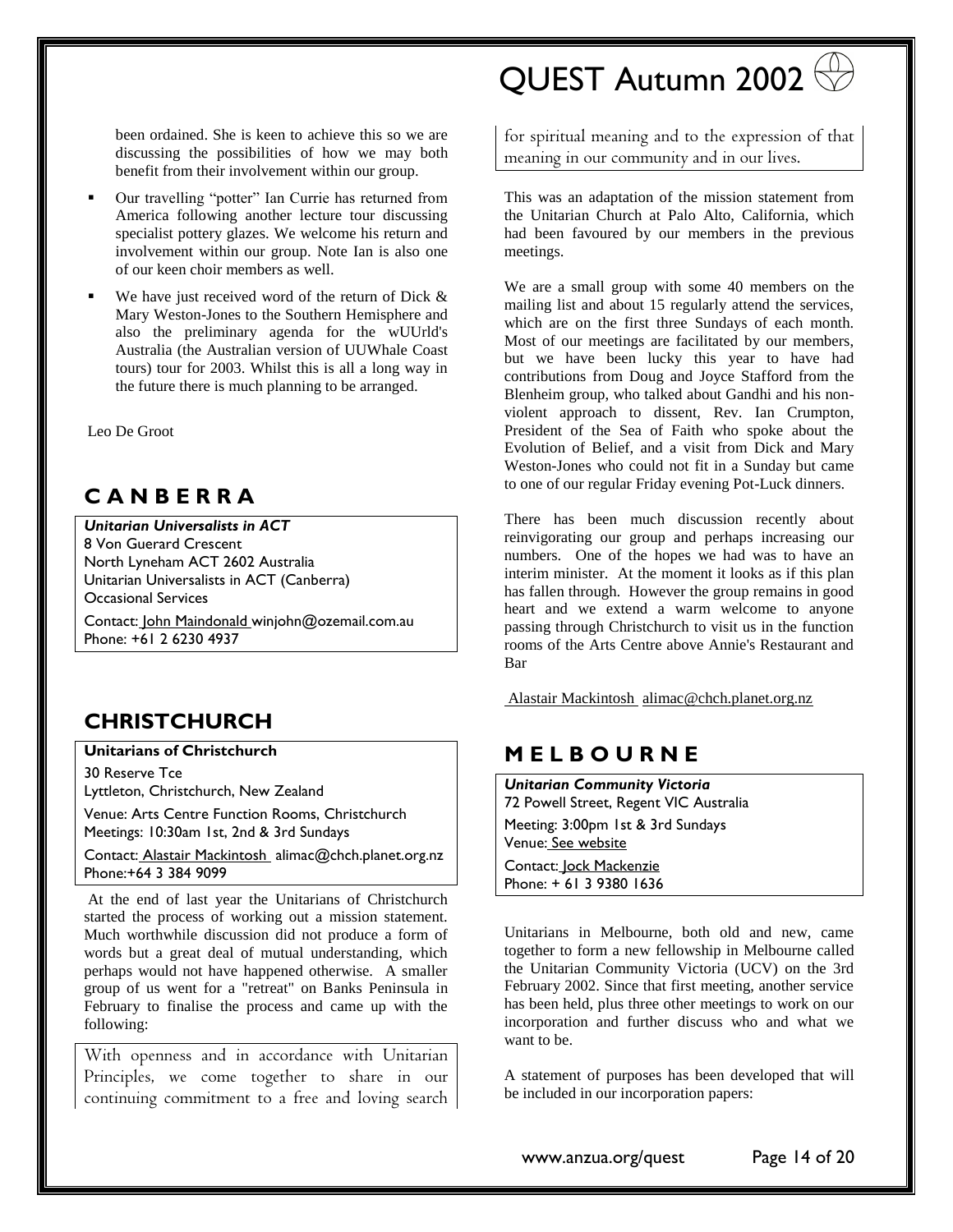been ordained. She is keen to achieve this so we are discussing the possibilities of how we may both benefit from their involvement within our group.

- Our travelling "potter" Ian Currie has returned from America following another lecture tour discussing specialist pottery glazes. We welcome his return and involvement within our group. Note Ian is also one of our keen choir members as well.
- We have just received word of the return of Dick & Mary Weston-Jones to the Southern Hemisphere and also the preliminary agenda for the wUUrld's Australia (the Australian version of UUWhale Coast tours) tour for 2003. Whilst this is all a long way in the future there is much planning to be arranged.

Leo De Groot

## CANBERRA

***Unitarian Universalists in ACT***
8 Von Guerard Crescent
North Lyneham ACT 2602 Australia
Unitarian Universalists in ACT (Canberra)
Occasional Services

Contact: John Maindonald winjohn@ozemail.com.au
Phone: +61 2 6230 4937

## CHRISTCHURCH

**Unitarians of Christchurch**

30 Reserve Tce
Lyttleton, Christchurch, New Zealand

Venue: Arts Centre Function Rooms, Christchurch
Meetings: 10:30am 1st, 2nd & 3rd Sundays

Contact: Alastair Mackintosh alimac@chch.planet.org.nz
Phone:+64 3 384 9099

At the end of last year the Unitarians of Christchurch started the process of working out a mission statement. Much worthwhile discussion did not produce a form of words but a great deal of mutual understanding, which perhaps would not have happened otherwise. A smaller group of us went for a "retreat" on Banks Peninsula in February to finalise the process and came up with the following:

> With openness and in accordance with Unitarian Principles, we come together to share in our continuing commitment to a free and loving search for spiritual meaning and to the expression of that meaning in our community and in our lives.

This was an adaptation of the mission statement from the Unitarian Church at Palo Alto, California, which had been favoured by our members in the previous meetings.

We are a small group with some 40 members on the mailing list and about 15 regularly attend the services, which are on the first three Sundays of each month. Most of our meetings are facilitated by our members, but we have been lucky this year to have had contributions from Doug and Joyce Stafford from the Blenheim group, who talked about Gandhi and his non-violent approach to dissent, Rev. Ian Crumpton, President of the Sea of Faith who spoke about the Evolution of Belief, and a visit from Dick and Mary Weston-Jones who could not fit in a Sunday but came to one of our regular Friday evening Pot-Luck dinners.

There has been much discussion recently about reinvigorating our group and perhaps increasing our numbers. One of the hopes we had was to have an interim minister. At the moment it looks as if this plan has fallen through. However the group remains in good heart and we extend a warm welcome to anyone passing through Christchurch to visit us in the function rooms of the Arts Centre above Annie's Restaurant and Bar

Alastair Mackintosh alimac@chch.planet.org.nz

## MELBOURNE

***Unitarian Community Victoria***
72 Powell Street, Regent VIC Australia

Meeting: 3:00pm 1st & 3rd Sundays
Venue: See website

Contact: Jock Mackenzie
Phone: + 61 3 9380 1636

Unitarians in Melbourne, both old and new, came together to form a new fellowship in Melbourne called the Unitarian Community Victoria (UCV) on the 3rd February 2002. Since that first meeting, another service has been held, plus three other meetings to work on our incorporation and further discuss who and what we want to be.

A statement of purposes has been developed that will be included in our incorporation papers: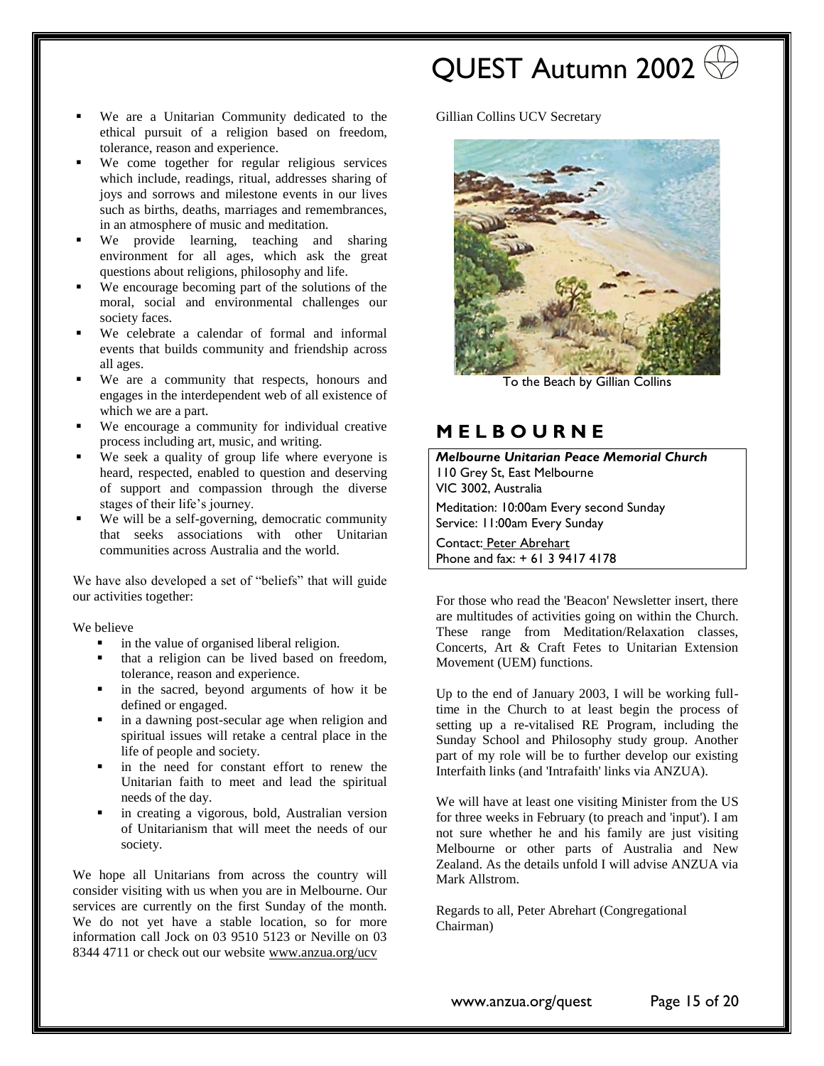- We are a Unitarian Community dedicated to the ethical pursuit of a religion based on freedom, tolerance, reason and experience.
- We come together for regular religious services which include, readings, ritual, addresses sharing of joys and sorrows and milestone events in our lives such as births, deaths, marriages and remembrances, in an atmosphere of music and meditation.
- We provide learning, teaching and sharing environment for all ages, which ask the great questions about religions, philosophy and life.
- We encourage becoming part of the solutions of the moral, social and environmental challenges our society faces.
- We celebrate a calendar of formal and informal events that builds community and friendship across all ages.
- We are a community that respects, honours and engages in the interdependent web of all existence of which we are a part.
- We encourage a community for individual creative process including art, music, and writing.
- We seek a quality of group life where everyone is heard, respected, enabled to question and deserving of support and compassion through the diverse stages of their life's journey.
- We will be a self-governing, democratic community that seeks associations with other Unitarian communities across Australia and the world.

We have also developed a set of "beliefs" that will guide our activities together:

We believe

- in the value of organised liberal religion.
- that a religion can be lived based on freedom, tolerance, reason and experience.
- in the sacred, beyond arguments of how it be defined or engaged.
- in a dawning post-secular age when religion and spiritual issues will retake a central place in the life of people and society.
- in the need for constant effort to renew the Unitarian faith to meet and lead the spiritual needs of the day.
- in creating a vigorous, bold, Australian version of Unitarianism that will meet the needs of our society.

We hope all Unitarians from across the country will consider visiting with us when you are in Melbourne. Our services are currently on the first Sunday of the month. We do not yet have a stable location, so for more information call Jock on 03 9510 5123 or Neville on 03 8344 4711 or check out our website www.anzua.org/ucv

Gillian Collins UCV Secretary

To the Beach by Gillian Collins

## MELBOURNE

***Melbourne Unitarian Peace Memorial Church***
110 Grey St, East Melbourne
VIC 3002, Australia

Meditation: 10:00am Every second Sunday
Service: 11:00am Every Sunday

Contact: Peter Abrehart
Phone and fax: + 61 3 9417 4178

For those who read the 'Beacon' Newsletter insert, there are multitudes of activities going on within the Church. These range from Meditation/Relaxation classes, Concerts, Art & Craft Fetes to Unitarian Extension Movement (UEM) functions.

Up to the end of January 2003, I will be working full-time in the Church to at least begin the process of setting up a re-vitalised RE Program, including the Sunday School and Philosophy study group. Another part of my role will be to further develop our existing Interfaith links (and 'Intrafaith' links via ANZUA).

We will have at least one visiting Minister from the US for three weeks in February (to preach and 'input'). I am not sure whether he and his family are just visiting Melbourne or other parts of Australia and New Zealand. As the details unfold I will advise ANZUA via Mark Allstrom.

Regards to all, Peter Abrehart (Congregational Chairman)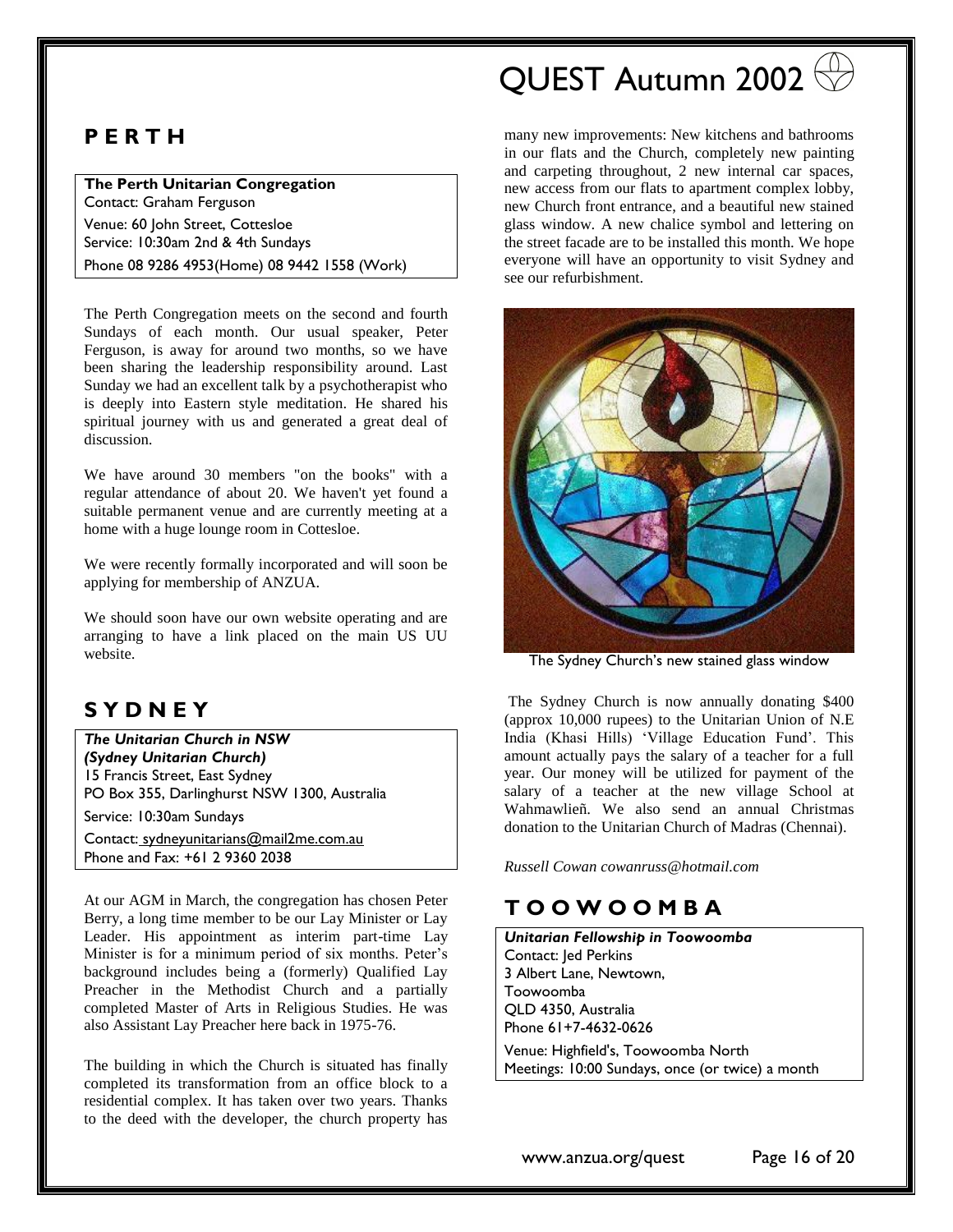## PERTH

**The Perth Unitarian Congregation**
Contact: Graham Ferguson
Venue: 60 John Street, Cottesloe
Service: 10:30am 2nd & 4th Sundays
Phone 08 9286 4953(Home) 08 9442 1558 (Work)

The Perth Congregation meets on the second and fourth Sundays of each month. Our usual speaker, Peter Ferguson, is away for around two months, so we have been sharing the leadership responsibility around. Last Sunday we had an excellent talk by a psychotherapist who is deeply into Eastern style meditation. He shared his spiritual journey with us and generated a great deal of discussion.

We have around 30 members "on the books" with a regular attendance of about 20. We haven't yet found a suitable permanent venue and are currently meeting at a home with a huge lounge room in Cottesloe.

We were recently formally incorporated and will soon be applying for membership of ANZUA.

We should soon have our own website operating and are arranging to have a link placed on the main US UU website.

## SYDNEY

***The Unitarian Church in NSW***
***(Sydney Unitarian Church)***
15 Francis Street, East Sydney
PO Box 355, Darlinghurst NSW 1300, Australia
Service: 10:30am Sundays
Contact: sydneyunitarians@mail2me.com.au
Phone and Fax: +61 2 9360 2038

At our AGM in March, the congregation has chosen Peter Berry, a long time member to be our Lay Minister or Lay Leader. His appointment as interim part-time Lay Minister is for a minimum period of six months. Peter's background includes being a (formerly) Qualified Lay Preacher in the Methodist Church and a partially completed Master of Arts in Religious Studies. He was also Assistant Lay Preacher here back in 1975-76.

The building in which the Church is situated has finally completed its transformation from an office block to a residential complex. It has taken over two years. Thanks to the deed with the developer, the church property has many new improvements: New kitchens and bathrooms in our flats and the Church, completely new painting and carpeting throughout, 2 new internal car spaces, new access from our flats to apartment complex lobby, new Church front entrance, and a beautiful new stained glass window. A new chalice symbol and lettering on the street facade are to be installed this month. We hope everyone will have an opportunity to visit Sydney and see our refurbishment.

The Sydney Church's new stained glass window

The Sydney Church is now annually donating $400 (approx 10,000 rupees) to the Unitarian Union of N.E India (Khasi Hills) 'Village Education Fund'. This amount actually pays the salary of a teacher for a full year. Our money will be utilized for payment of the salary of a teacher at the new village School at Wahmawlieñ. We also send an annual Christmas donation to the Unitarian Church of Madras (Chennai).

*Russell Cowan cowanruss@hotmail.com*

## TOOWOOMBA

***Unitarian Fellowship in Toowoomba***
Contact: Jed Perkins
3 Albert Lane, Newtown,
Toowoomba
QLD 4350, Australia
Phone 61+7-4632-0626
Venue: Highfield's, Toowoomba North
Meetings: 10:00 Sundays, once (or twice) a month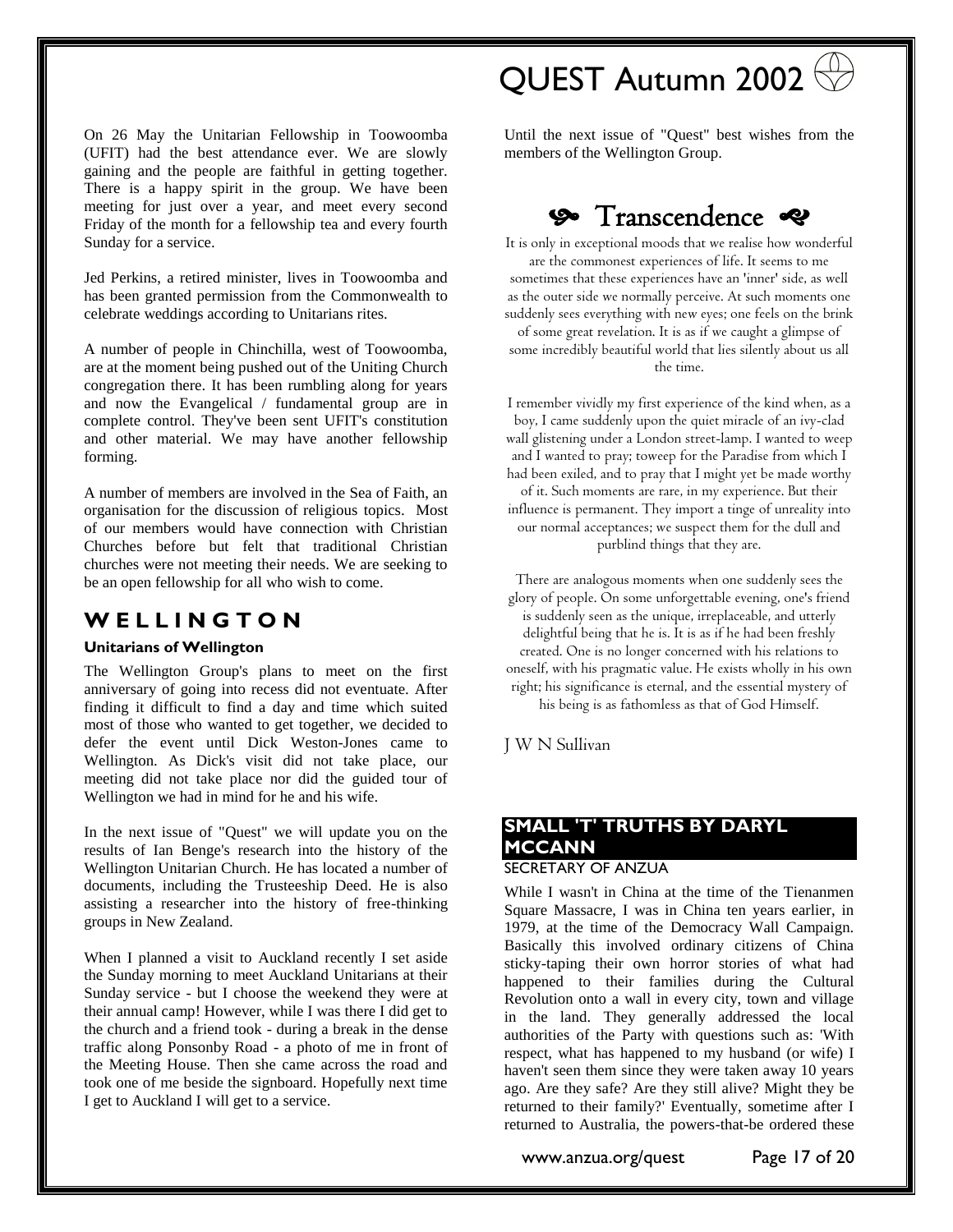On 26 May the Unitarian Fellowship in Toowoomba (UFIT) had the best attendance ever. We are slowly gaining and the people are faithful in getting together. There is a happy spirit in the group. We have been meeting for just over a year, and meet every second Friday of the month for a fellowship tea and every fourth Sunday for a service.

Jed Perkins, a retired minister, lives in Toowoomba and has been granted permission from the Commonwealth to celebrate weddings according to Unitarians rites.

A number of people in Chinchilla, west of Toowoomba, are at the moment being pushed out of the Uniting Church congregation there. It has been rumbling along for years and now the Evangelical / fundamental group are in complete control. They've been sent UFIT's constitution and other material. We may have another fellowship forming.

A number of members are involved in the Sea of Faith, an organisation for the discussion of religious topics. Most of our members would have connection with Christian Churches before but felt that traditional Christian churches were not meeting their needs. We are seeking to be an open fellowship for all who wish to come.

## WELLINGTON

#### Unitarians of Wellington

The Wellington Group's plans to meet on the first anniversary of going into recess did not eventuate. After finding it difficult to find a day and time which suited most of those who wanted to get together, we decided to defer the event until Dick Weston-Jones came to Wellington. As Dick's visit did not take place, our meeting did not take place nor did the guided tour of Wellington we had in mind for he and his wife.

In the next issue of "Quest" we will update you on the results of Ian Benge's research into the history of the Wellington Unitarian Church. He has located a number of documents, including the Trusteeship Deed. He is also assisting a researcher into the history of free-thinking groups in New Zealand.

When I planned a visit to Auckland recently I set aside the Sunday morning to meet Auckland Unitarians at their Sunday service - but I choose the weekend they were at their annual camp! However, while I was there I did get to the church and a friend took - during a break in the dense traffic along Ponsonby Road - a photo of me in front of the Meeting House. Then she came across the road and took one of me beside the signboard. Hopefully next time I get to Auckland I will get to a service.

Until the next issue of "Quest" best wishes from the members of the Wellington Group.

## Transcendence

It is only in exceptional moods that we realise how wonderful are the commonest experiences of life. It seems to me sometimes that these experiences have an 'inner' side, as well as the outer side we normally perceive. At such moments one suddenly sees everything with new eyes; one feels on the brink of some great revelation. It is as if we caught a glimpse of some incredibly beautiful world that lies silently about us all the time.

I remember vividly my first experience of the kind when, as a boy, I came suddenly upon the quiet miracle of an ivy-clad wall glistening under a London street-lamp. I wanted to weep and I wanted to pray; toweep for the Paradise from which I had been exiled, and to pray that I might yet be made worthy of it. Such moments are rare, in my experience. But their influence is permanent. They import a tinge of unreality into our normal acceptances; we suspect them for the dull and purblind things that they are.

There are analogous moments when one suddenly sees the glory of people. On some unforgettable evening, one's friend is suddenly seen as the unique, irreplaceable, and utterly delightful being that he is. It is as if he had been freshly created. One is no longer concerned with his relations to oneself, with his pragmatic value. He exists wholly in his own right; his significance is eternal, and the essential mystery of his being is as fathomless as that of God Himself.

J W N Sullivan

## SMALL 'T' TRUTHS BY DARYL MCCANN

SECRETARY OF ANZUA

While I wasn't in China at the time of the Tienanmen Square Massacre, I was in China ten years earlier, in 1979, at the time of the Democracy Wall Campaign. Basically this involved ordinary citizens of China sticky-taping their own horror stories of what had happened to their families during the Cultural Revolution onto a wall in every city, town and village in the land. They generally addressed the local authorities of the Party with questions such as: 'With respect, what has happened to my husband (or wife) I haven't seen them since they were taken away 10 years ago. Are they safe? Are they still alive? Might they be returned to their family?' Eventually, sometime after I returned to Australia, the powers-that-be ordered these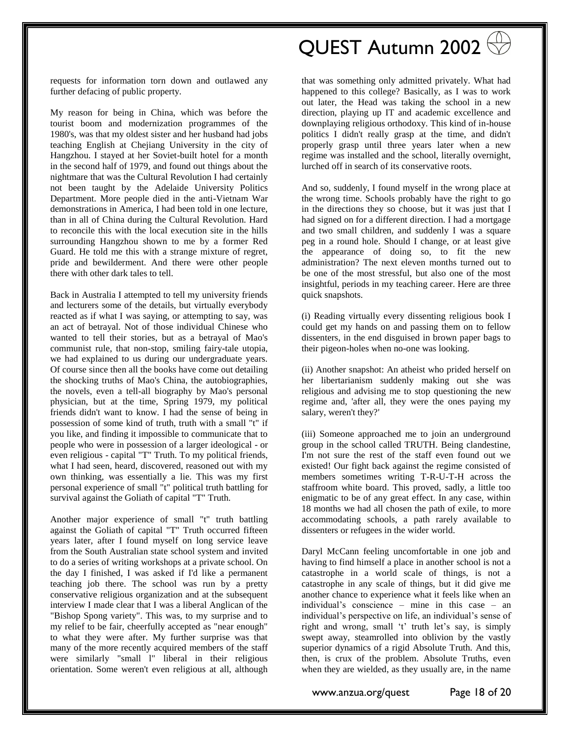requests for information torn down and outlawed any further defacing of public property.

My reason for being in China, which was before the tourist boom and modernization programmes of the 1980's, was that my oldest sister and her husband had jobs teaching English at Chejiang University in the city of Hangzhou. I stayed at her Soviet-built hotel for a month in the second half of 1979, and found out things about the nightmare that was the Cultural Revolution I had certainly not been taught by the Adelaide University Politics Department. More people died in the anti-Vietnam War demonstrations in America, I had been told in one lecture, than in all of China during the Cultural Revolution. Hard to reconcile this with the local execution site in the hills surrounding Hangzhou shown to me by a former Red Guard. He told me this with a strange mixture of regret, pride and bewilderment. And there were other people there with other dark tales to tell.

Back in Australia I attempted to tell my university friends and lecturers some of the details, but virtually everybody reacted as if what I was saying, or attempting to say, was an act of betrayal. Not of those individual Chinese who wanted to tell their stories, but as a betrayal of Mao's communist rule, that non-stop, smiling fairy-tale utopia, we had explained to us during our undergraduate years. Of course since then all the books have come out detailing the shocking truths of Mao's China, the autobiographies, the novels, even a tell-all biography by Mao's personal physician, but at the time, Spring 1979, my political friends didn't want to know. I had the sense of being in possession of some kind of truth, truth with a small "t" if you like, and finding it impossible to communicate that to people who were in possession of a larger ideological - or even religious - capital "T" Truth. To my political friends, what I had seen, heard, discovered, reasoned out with my own thinking, was essentially a lie. This was my first personal experience of small "t" political truth battling for survival against the Goliath of capital "T" Truth.

Another major experience of small "t" truth battling against the Goliath of capital "T" Truth occurred fifteen years later, after I found myself on long service leave from the South Australian state school system and invited to do a series of writing workshops at a private school. On the day I finished, I was asked if I'd like a permanent teaching job there. The school was run by a pretty conservative religious organization and at the subsequent interview I made clear that I was a liberal Anglican of the "Bishop Spong variety". This was, to my surprise and to my relief to be fair, cheerfully accepted as "near enough" to what they were after. My further surprise was that many of the more recently acquired members of the staff were similarly "small l" liberal in their religious orientation. Some weren't even religious at all, although that was something only admitted privately. What had happened to this college? Basically, as I was to work out later, the Head was taking the school in a new direction, playing up IT and academic excellence and downplaying religious orthodoxy. This kind of in-house politics I didn't really grasp at the time, and didn't properly grasp until three years later when a new regime was installed and the school, literally overnight, lurched off in search of its conservative roots.

And so, suddenly, I found myself in the wrong place at the wrong time. Schools probably have the right to go in the directions they so choose, but it was just that I had signed on for a different direction. I had a mortgage and two small children, and suddenly I was a square peg in a round hole. Should I change, or at least give the appearance of doing so, to fit the new administration? The next eleven months turned out to be one of the most stressful, but also one of the most insightful, periods in my teaching career. Here are three quick snapshots.

(i) Reading virtually every dissenting religious book I could get my hands on and passing them on to fellow dissenters, in the end disguised in brown paper bags to their pigeon-holes when no-one was looking.

(ii) Another snapshot: An atheist who prided herself on her libertarianism suddenly making out she was religious and advising me to stop questioning the new regime and, 'after all, they were the ones paying my salary, weren't they?'

(iii) Someone approached me to join an underground group in the school called TRUTH. Being clandestine, I'm not sure the rest of the staff even found out we existed! Our fight back against the regime consisted of members sometimes writing T-R-U-T-H across the staffroom white board. This proved, sadly, a little too enigmatic to be of any great effect. In any case, within 18 months we had all chosen the path of exile, to more accommodating schools, a path rarely available to dissenters or refugees in the wider world.

Daryl McCann feeling uncomfortable in one job and having to find himself a place in another school is not a catastrophe in a world scale of things, is not a catastrophe in any scale of things, but it did give me another chance to experience what it feels like when an individual's conscience – mine in this case – an individual's perspective on life, an individual's sense of right and wrong, small 't' truth let's say, is simply swept away, steamrolled into oblivion by the vastly superior dynamics of a rigid Absolute Truth. And this, then, is crux of the problem. Absolute Truths, even when they are wielded, as they usually are, in the name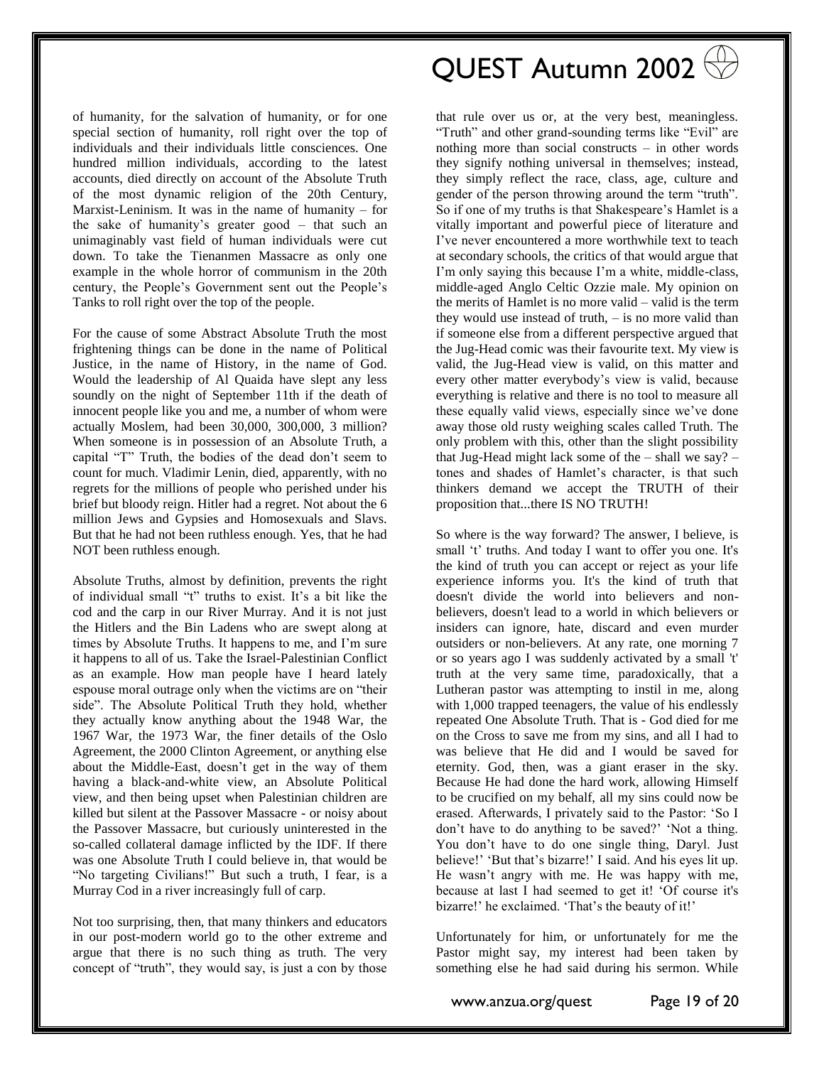of humanity, for the salvation of humanity, or for one special section of humanity, roll right over the top of individuals and their individuals little consciences. One hundred million individuals, according to the latest accounts, died directly on account of the Absolute Truth of the most dynamic religion of the 20th Century, Marxist-Leninism. It was in the name of humanity – for the sake of humanity's greater good – that such an unimaginably vast field of human individuals were cut down. To take the Tienanmen Massacre as only one example in the whole horror of communism in the 20th century, the People's Government sent out the People's Tanks to roll right over the top of the people.

For the cause of some Abstract Absolute Truth the most frightening things can be done in the name of Political Justice, in the name of History, in the name of God. Would the leadership of Al Quaida have slept any less soundly on the night of September 11th if the death of innocent people like you and me, a number of whom were actually Moslem, had been 30,000, 300,000, 3 million? When someone is in possession of an Absolute Truth, a capital "T" Truth, the bodies of the dead don't seem to count for much. Vladimir Lenin, died, apparently, with no regrets for the millions of people who perished under his brief but bloody reign. Hitler had a regret. Not about the 6 million Jews and Gypsies and Homosexuals and Slavs. But that he had not been ruthless enough. Yes, that he had NOT been ruthless enough.

Absolute Truths, almost by definition, prevents the right of individual small "t" truths to exist. It's a bit like the cod and the carp in our River Murray. And it is not just the Hitlers and the Bin Ladens who are swept along at times by Absolute Truths. It happens to me, and I'm sure it happens to all of us. Take the Israel-Palestinian Conflict as an example. How man people have I heard lately espouse moral outrage only when the victims are on "their side". The Absolute Political Truth they hold, whether they actually know anything about the 1948 War, the 1967 War, the 1973 War, the finer details of the Oslo Agreement, the 2000 Clinton Agreement, or anything else about the Middle-East, doesn't get in the way of them having a black-and-white view, an Absolute Political view, and then being upset when Palestinian children are killed but silent at the Passover Massacre - or noisy about the Passover Massacre, but curiously uninterested in the so-called collateral damage inflicted by the IDF. If there was one Absolute Truth I could believe in, that would be "No targeting Civilians!" But such a truth, I fear, is a Murray Cod in a river increasingly full of carp.

Not too surprising, then, that many thinkers and educators in our post-modern world go to the other extreme and argue that there is no such thing as truth. The very concept of "truth", they would say, is just a con by those that rule over us or, at the very best, meaningless. "Truth" and other grand-sounding terms like "Evil" are nothing more than social constructs – in other words they signify nothing universal in themselves; instead, they simply reflect the race, class, age, culture and gender of the person throwing around the term "truth". So if one of my truths is that Shakespeare's Hamlet is a vitally important and powerful piece of literature and I've never encountered a more worthwhile text to teach at secondary schools, the critics of that would argue that I'm only saying this because I'm a white, middle-class, middle-aged Anglo Celtic Ozzie male. My opinion on the merits of Hamlet is no more valid – valid is the term they would use instead of truth, – is no more valid than if someone else from a different perspective argued that the Jug-Head comic was their favourite text. My view is valid, the Jug-Head view is valid, on this matter and every other matter everybody's view is valid, because everything is relative and there is no tool to measure all these equally valid views, especially since we've done away those old rusty weighing scales called Truth. The only problem with this, other than the slight possibility that Jug-Head might lack some of the – shall we say? – tones and shades of Hamlet's character, is that such thinkers demand we accept the TRUTH of their proposition that...there IS NO TRUTH!

So where is the way forward? The answer, I believe, is small 't' truths. And today I want to offer you one. It's the kind of truth you can accept or reject as your life experience informs you. It's the kind of truth that doesn't divide the world into believers and non-believers, doesn't lead to a world in which believers or insiders can ignore, hate, discard and even murder outsiders or non-believers. At any rate, one morning 7 or so years ago I was suddenly activated by a small 't' truth at the very same time, paradoxically, that a Lutheran pastor was attempting to instil in me, along with 1,000 trapped teenagers, the value of his endlessly repeated One Absolute Truth. That is - God died for me on the Cross to save me from my sins, and all I had to was believe that He did and I would be saved for eternity. God, then, was a giant eraser in the sky. Because He had done the hard work, allowing Himself to be crucified on my behalf, all my sins could now be erased. Afterwards, I privately said to the Pastor: 'So I don't have to do anything to be saved?' 'Not a thing. You don't have to do one single thing, Daryl. Just believe!' 'But that's bizarre!' I said. And his eyes lit up. He wasn't angry with me. He was happy with me, because at last I had seemed to get it! 'Of course it's bizarre!' he exclaimed. 'That's the beauty of it!'

Unfortunately for him, or unfortunately for me the Pastor might say, my interest had been taken by something else he had said during his sermon. While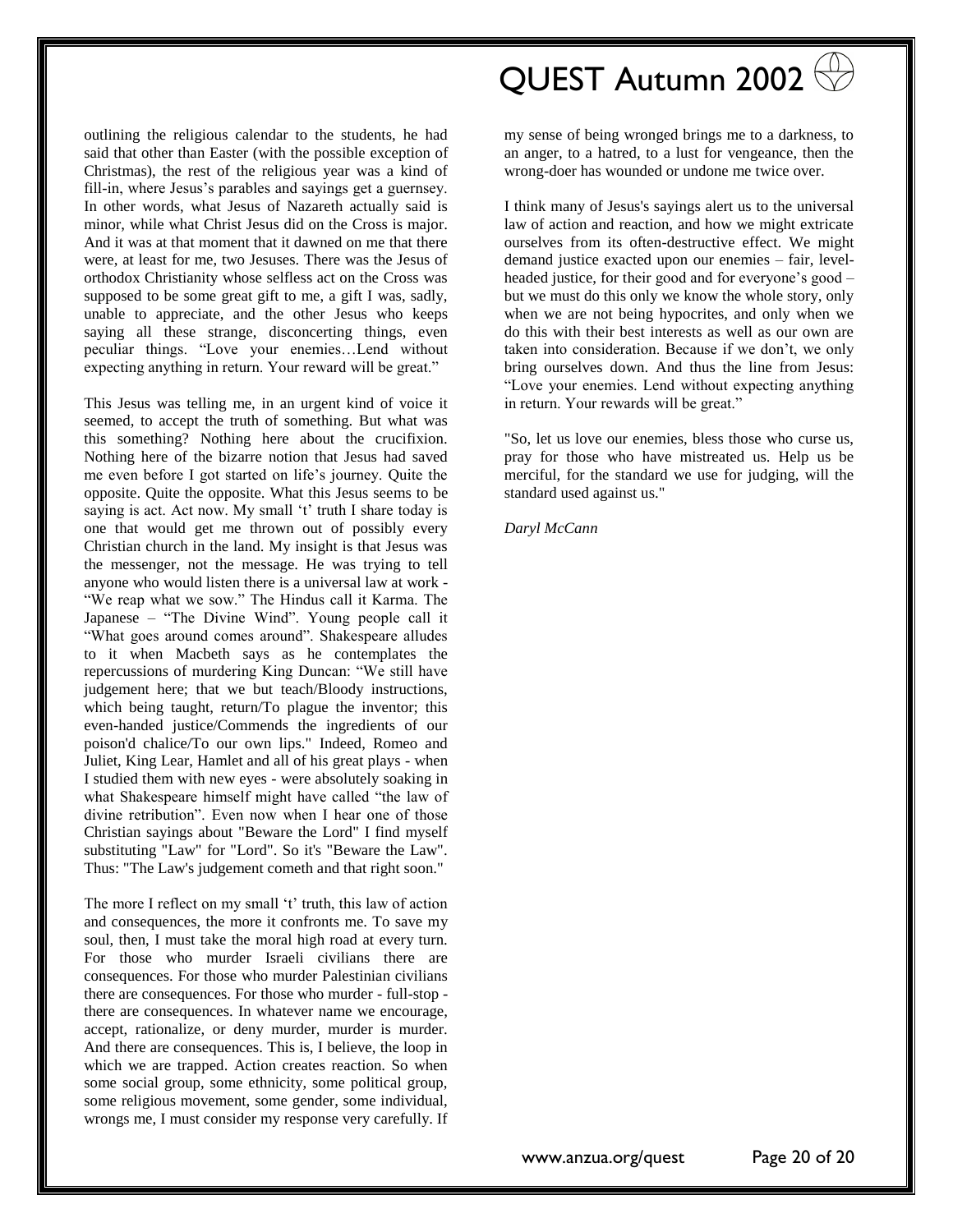outlining the religious calendar to the students, he had said that other than Easter (with the possible exception of Christmas), the rest of the religious year was a kind of fill-in, where Jesus's parables and sayings get a guernsey. In other words, what Jesus of Nazareth actually said is minor, while what Christ Jesus did on the Cross is major. And it was at that moment that it dawned on me that there were, at least for me, two Jesuses. There was the Jesus of orthodox Christianity whose selfless act on the Cross was supposed to be some great gift to me, a gift I was, sadly, unable to appreciate, and the other Jesus who keeps saying all these strange, disconcerting things, even peculiar things. "Love your enemies…Lend without expecting anything in return. Your reward will be great."

This Jesus was telling me, in an urgent kind of voice it seemed, to accept the truth of something. But what was this something? Nothing here about the crucifixion. Nothing here of the bizarre notion that Jesus had saved me even before I got started on life's journey. Quite the opposite. Quite the opposite. What this Jesus seems to be saying is act. Act now. My small 't' truth I share today is one that would get me thrown out of possibly every Christian church in the land. My insight is that Jesus was the messenger, not the message. He was trying to tell anyone who would listen there is a universal law at work - "We reap what we sow." The Hindus call it Karma. The Japanese – "The Divine Wind". Young people call it "What goes around comes around". Shakespeare alludes to it when Macbeth says as he contemplates the repercussions of murdering King Duncan: "We still have judgement here; that we but teach/Bloody instructions, which being taught, return/To plague the inventor; this even-handed justice/Commends the ingredients of our poison'd chalice/To our own lips." Indeed, Romeo and Juliet, King Lear, Hamlet and all of his great plays - when I studied them with new eyes - were absolutely soaking in what Shakespeare himself might have called "the law of divine retribution". Even now when I hear one of those Christian sayings about "Beware the Lord" I find myself substituting "Law" for "Lord". So it's "Beware the Law". Thus: "The Law's judgement cometh and that right soon."

The more I reflect on my small 't' truth, this law of action and consequences, the more it confronts me. To save my soul, then, I must take the moral high road at every turn. For those who murder Israeli civilians there are consequences. For those who murder Palestinian civilians there are consequences. For those who murder - full-stop - there are consequences. In whatever name we encourage, accept, rationalize, or deny murder, murder is murder. And there are consequences. This is, I believe, the loop in which we are trapped. Action creates reaction. So when some social group, some ethnicity, some political group, some religious movement, some gender, some individual, wrongs me, I must consider my response very carefully. If my sense of being wronged brings me to a darkness, to an anger, to a hatred, to a lust for vengeance, then the wrong-doer has wounded or undone me twice over.

I think many of Jesus's sayings alert us to the universal law of action and reaction, and how we might extricate ourselves from its often-destructive effect. We might demand justice exacted upon our enemies – fair, level-headed justice, for their good and for everyone's good – but we must do this only we know the whole story, only when we are not being hypocrites, and only when we do this with their best interests as well as our own are taken into consideration. Because if we don't, we only bring ourselves down. And thus the line from Jesus: "Love your enemies. Lend without expecting anything in return. Your rewards will be great."

"So, let us love our enemies, bless those who curse us, pray for those who have mistreated us. Help us be merciful, for the standard we use for judging, will the standard used against us."

*Daryl McCann*